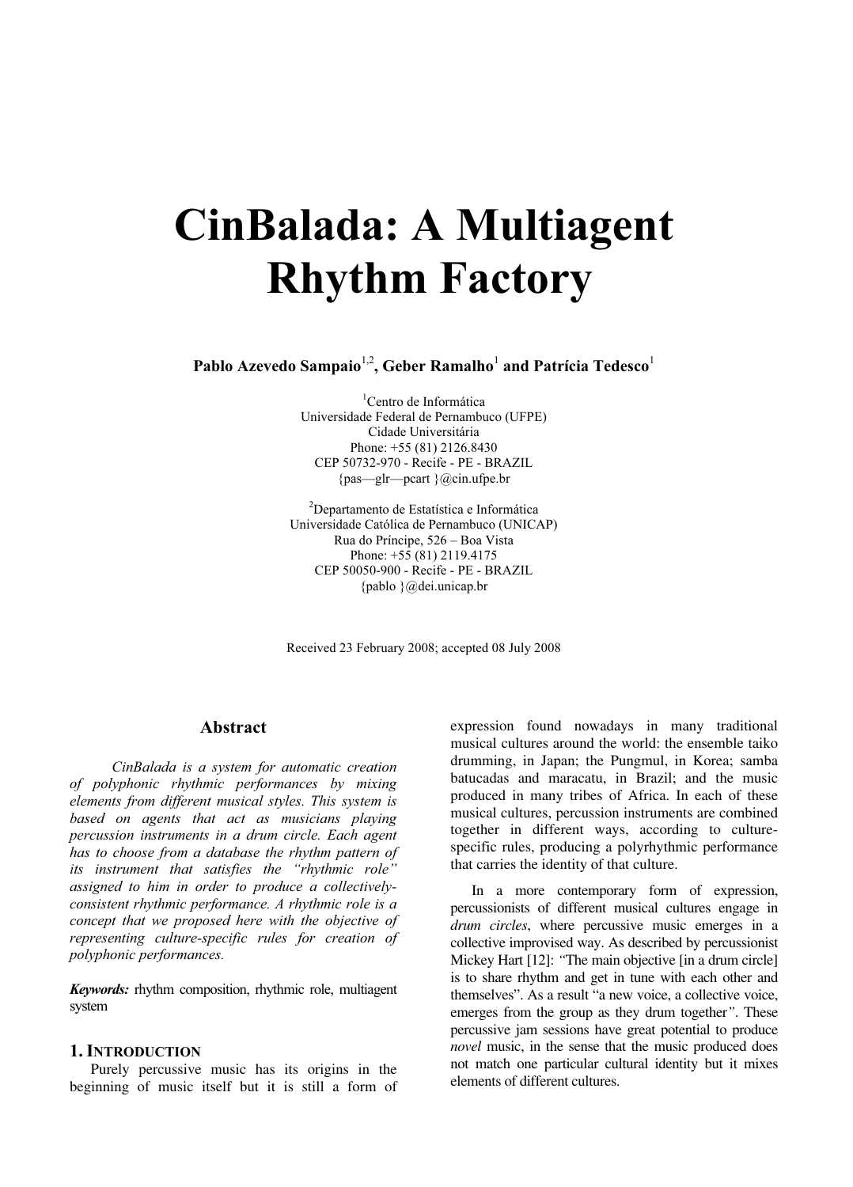# CinBalada: A Multiagent Rhythm Factory

**Pablo Azevedo Sampaio[1,2], Geber Ramalho[1] and Patrícia Tedesco[1]**

[1]Centro de Informática
Universidade Federal de Pernambuco (UFPE)
Cidade Universitária
Phone: +55 (81) 2126.8430
CEP 50732-970 - Recife - PE - BRAZIL
{pas—glr—pcart }@cin.ufpe.br

[2]Departamento de Estatística e Informática
Universidade Católica de Pernambuco (UNICAP)
Rua do Príncipe, 526 – Boa Vista
Phone: +55 (81) 2119.4175
CEP 50050-900 - Recife - PE - BRAZIL
{pablo }@dei.unicap.br

Received 23 February 2008; accepted 08 July 2008

## Abstract

*CinBalada is a system for automatic creation of polyphonic rhythmic performances by mixing elements from different musical styles. This system is based on agents that act as musicians playing percussion instruments in a drum circle. Each agent has to choose from a database the rhythm pattern of its instrument that satisfies the "rhythmic role" assigned to him in order to produce a collectively-consistent rhythmic performance. A rhythmic role is a concept that we proposed here with the objective of representing culture-specific rules for creation of polyphonic performances.*

***Keywords:*** rhythm composition, rhythmic role, multiagent system

## 1. Introduction

Purely percussive music has its origins in the beginning of music itself but it is still a form of expression found nowadays in many traditional musical cultures around the world: the ensemble taiko drumming, in Japan; the Pungmul, in Korea; samba batucadas and maracatu, in Brazil; and the music produced in many tribes of Africa. In each of these musical cultures, percussion instruments are combined together in different ways, according to culture-specific rules, producing a polyrhythmic performance that carries the identity of that culture.

In a more contemporary form of expression, percussionists of different musical cultures engage in *drum circles*, where percussive music emerges in a collective improvised way. As described by percussionist Mickey Hart [12]: *"*The main objective [in a drum circle] is to share rhythm and get in tune with each other and themselves". As a result "a new voice, a collective voice, emerges from the group as they drum together*"*. These percussive jam sessions have great potential to produce *novel* music, in the sense that the music produced does not match one particular cultural identity but it mixes elements of different cultures.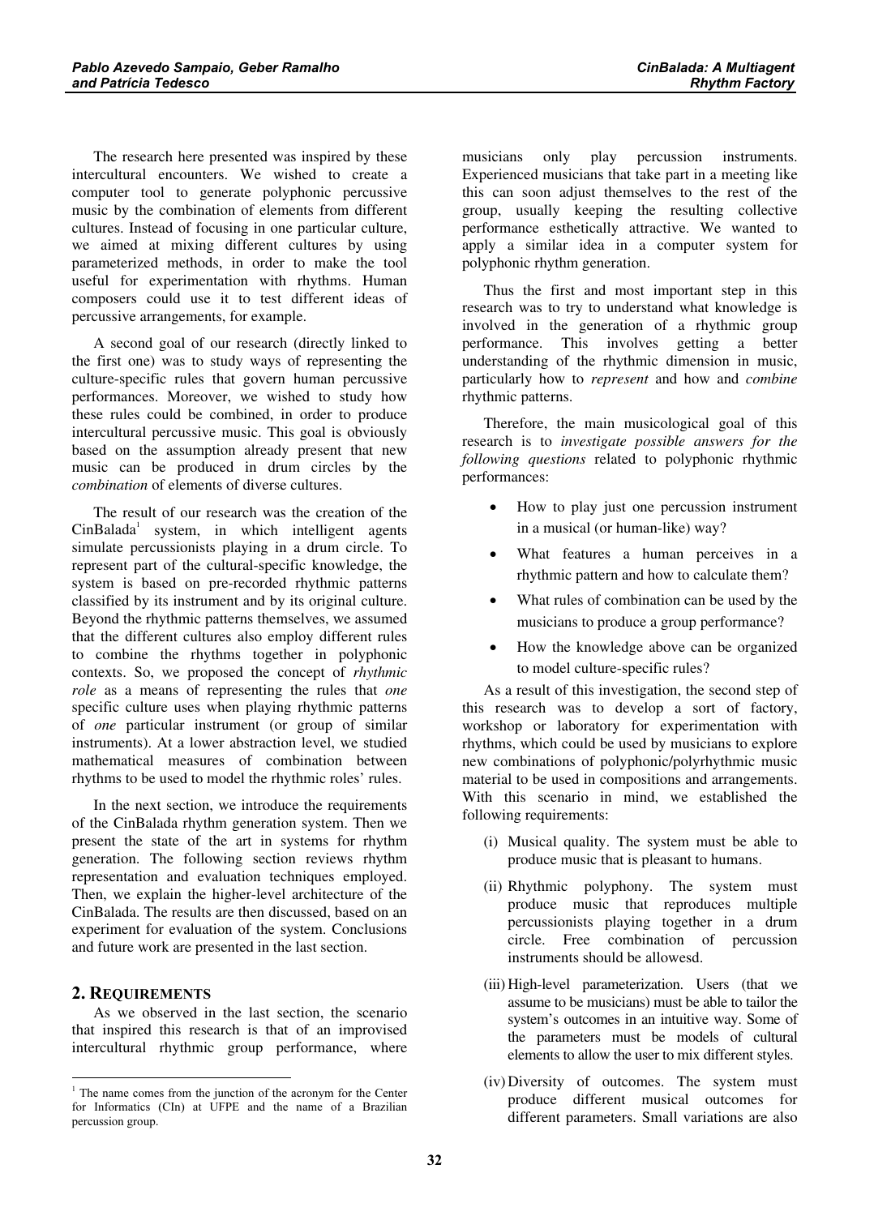The research here presented was inspired by these intercultural encounters. We wished to create a computer tool to generate polyphonic percussive music by the combination of elements from different cultures. Instead of focusing in one particular culture, we aimed at mixing different cultures by using parameterized methods, in order to make the tool useful for experimentation with rhythms. Human composers could use it to test different ideas of percussive arrangements, for example.

A second goal of our research (directly linked to the first one) was to study ways of representing the culture-specific rules that govern human percussive performances. Moreover, we wished to study how these rules could be combined, in order to produce intercultural percussive music. This goal is obviously based on the assumption already present that new music can be produced in drum circles by the *combination* of elements of diverse cultures.

The result of our research was the creation of the CinBalada[1] system, in which intelligent agents simulate percussionists playing in a drum circle. To represent part of the cultural-specific knowledge, the system is based on pre-recorded rhythmic patterns classified by its instrument and by its original culture. Beyond the rhythmic patterns themselves, we assumed that the different cultures also employ different rules to combine the rhythms together in polyphonic contexts. So, we proposed the concept of *rhythmic role* as a means of representing the rules that *one* specific culture uses when playing rhythmic patterns of *one* particular instrument (or group of similar instruments). At a lower abstraction level, we studied mathematical measures of combination between rhythms to be used to model the rhythmic roles' rules.

In the next section, we introduce the requirements of the CinBalada rhythm generation system. Then we present the state of the art in systems for rhythm generation. The following section reviews rhythm representation and evaluation techniques employed. Then, we explain the higher-level architecture of the CinBalada. The results are then discussed, based on an experiment for evaluation of the system. Conclusions and future work are presented in the last section.

## 2. Requirements

As we observed in the last section, the scenario that inspired this research is that of an improvised intercultural rhythmic group performance, where musicians only play percussion instruments. Experienced musicians that take part in a meeting like this can soon adjust themselves to the rest of the group, usually keeping the resulting collective performance esthetically attractive. We wanted to apply a similar idea in a computer system for polyphonic rhythm generation.

Thus the first and most important step in this research was to try to understand what knowledge is involved in the generation of a rhythmic group performance. This involves getting a better understanding of the rhythmic dimension in music, particularly how to *represent* and how and *combine* rhythmic patterns.

Therefore, the main musicological goal of this research is to *investigate possible answers for the following questions* related to polyphonic rhythmic performances:

- How to play just one percussion instrument in a musical (or human-like) way?
- What features a human perceives in a rhythmic pattern and how to calculate them?
- What rules of combination can be used by the musicians to produce a group performance?
- How the knowledge above can be organized to model culture-specific rules?

As a result of this investigation, the second step of this research was to develop a sort of factory, workshop or laboratory for experimentation with rhythms, which could be used by musicians to explore new combinations of polyphonic/polyrhythmic music material to be used in compositions and arrangements. With this scenario in mind, we established the following requirements:

(i) Musical quality. The system must be able to produce music that is pleasant to humans.

(ii) Rhythmic polyphony. The system must produce music that reproduces multiple percussionists playing together in a drum circle. Free combination of percussion instruments should be allowesd.

(iii) High-level parameterization. Users (that we assume to be musicians) must be able to tailor the system's outcomes in an intuitive way. Some of the parameters must be models of cultural elements to allow the user to mix different styles.

(iv) Diversity of outcomes. The system must produce different musical outcomes for different parameters. Small variations are also

[1] The name comes from the junction of the acronym for the Center for Informatics (CIn) at UFPE and the name of a Brazilian percussion group.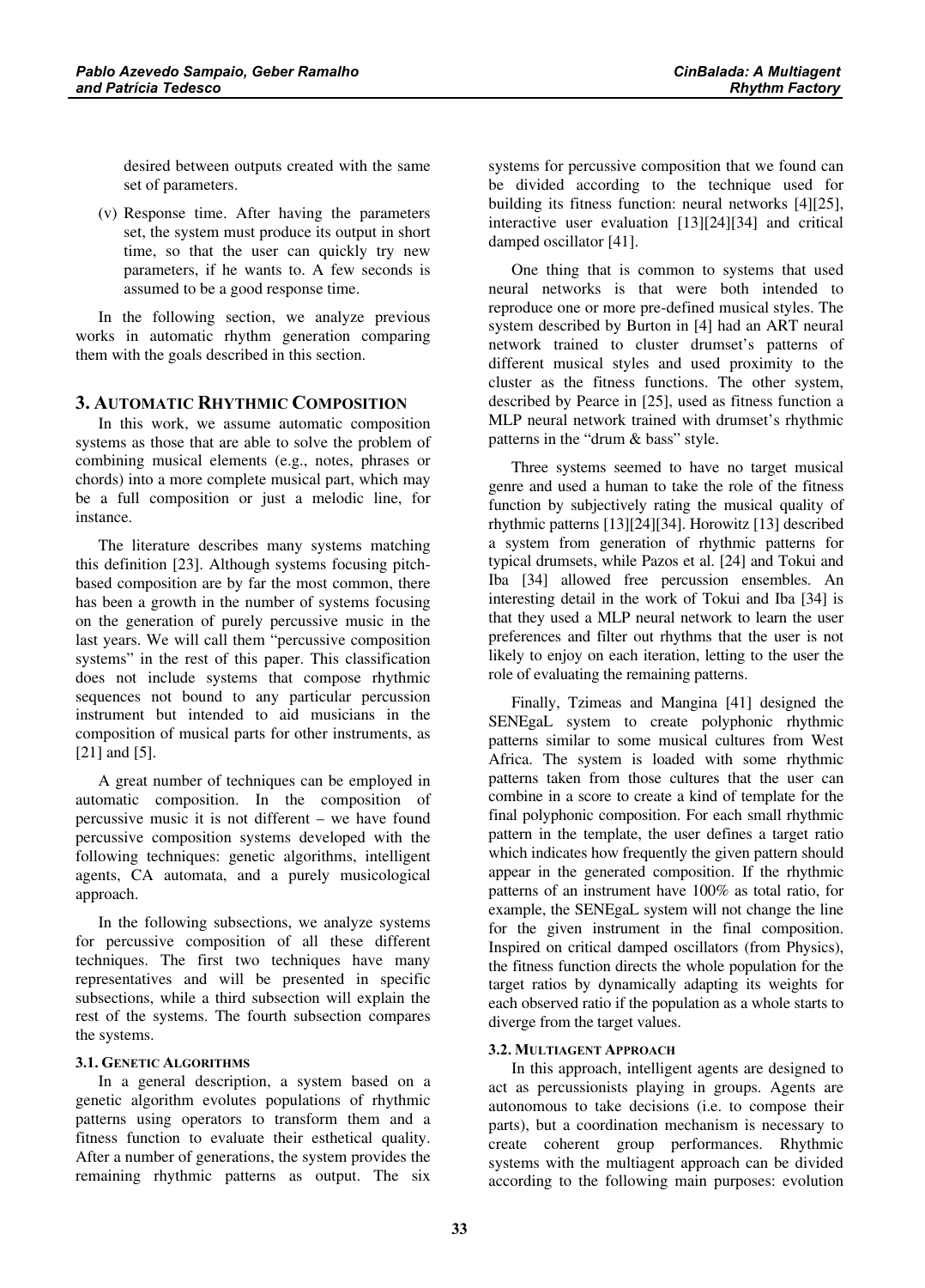desired between outputs created with the same set of parameters.

(v) Response time. After having the parameters set, the system must produce its output in short time, so that the user can quickly try new parameters, if he wants to. A few seconds is assumed to be a good response time.

In the following section, we analyze previous works in automatic rhythm generation comparing them with the goals described in this section.

## 3. Automatic Rhythmic Composition

In this work, we assume automatic composition systems as those that are able to solve the problem of combining musical elements (e.g., notes, phrases or chords) into a more complete musical part, which may be a full composition or just a melodic line, for instance.

The literature describes many systems matching this definition [23]. Although systems focusing pitch-based composition are by far the most common, there has been a growth in the number of systems focusing on the generation of purely percussive music in the last years. We will call them "percussive composition systems" in the rest of this paper. This classification does not include systems that compose rhythmic sequences not bound to any particular percussion instrument but intended to aid musicians in the composition of musical parts for other instruments, as [21] and [5].

A great number of techniques can be employed in automatic composition. In the composition of percussive music it is not different – we have found percussive composition systems developed with the following techniques: genetic algorithms, intelligent agents, CA automata, and a purely musicological approach.

In the following subsections, we analyze systems for percussive composition of all these different techniques. The first two techniques have many representatives and will be presented in specific subsections, while a third subsection will explain the rest of the systems. The fourth subsection compares the systems.

### 3.1. Genetic Algorithms

In a general description, a system based on a genetic algorithm evolutes populations of rhythmic patterns using operators to transform them and a fitness function to evaluate their esthetical quality. After a number of generations, the system provides the remaining rhythmic patterns as output. The six systems for percussive composition that we found can be divided according to the technique used for building its fitness function: neural networks [4][25], interactive user evaluation [13][24][34] and critical damped oscillator [41].

One thing that is common to systems that used neural networks is that were both intended to reproduce one or more pre-defined musical styles. The system described by Burton in [4] had an ART neural network trained to cluster drumset's patterns of different musical styles and used proximity to the cluster as the fitness functions. The other system, described by Pearce in [25], used as fitness function a MLP neural network trained with drumset's rhythmic patterns in the "drum & bass" style.

Three systems seemed to have no target musical genre and used a human to take the role of the fitness function by subjectively rating the musical quality of rhythmic patterns [13][24][34]. Horowitz [13] described a system from generation of rhythmic patterns for typical drumsets, while Pazos et al. [24] and Tokui and Iba [34] allowed free percussion ensembles. An interesting detail in the work of Tokui and Iba [34] is that they used a MLP neural network to learn the user preferences and filter out rhythms that the user is not likely to enjoy on each iteration, letting to the user the role of evaluating the remaining patterns.

Finally, Tzimeas and Mangina [41] designed the SENEgaL system to create polyphonic rhythmic patterns similar to some musical cultures from West Africa. The system is loaded with some rhythmic patterns taken from those cultures that the user can combine in a score to create a kind of template for the final polyphonic composition. For each small rhythmic pattern in the template, the user defines a target ratio which indicates how frequently the given pattern should appear in the generated composition. If the rhythmic patterns of an instrument have 100% as total ratio, for example, the SENEgaL system will not change the line for the given instrument in the final composition. Inspired on critical damped oscillators (from Physics), the fitness function directs the whole population for the target ratios by dynamically adapting its weights for each observed ratio if the population as a whole starts to diverge from the target values.

### 3.2. Multiagent Approach

In this approach, intelligent agents are designed to act as percussionists playing in groups. Agents are autonomous to take decisions (i.e. to compose their parts), but a coordination mechanism is necessary to create coherent group performances. Rhythmic systems with the multiagent approach can be divided according to the following main purposes: evolution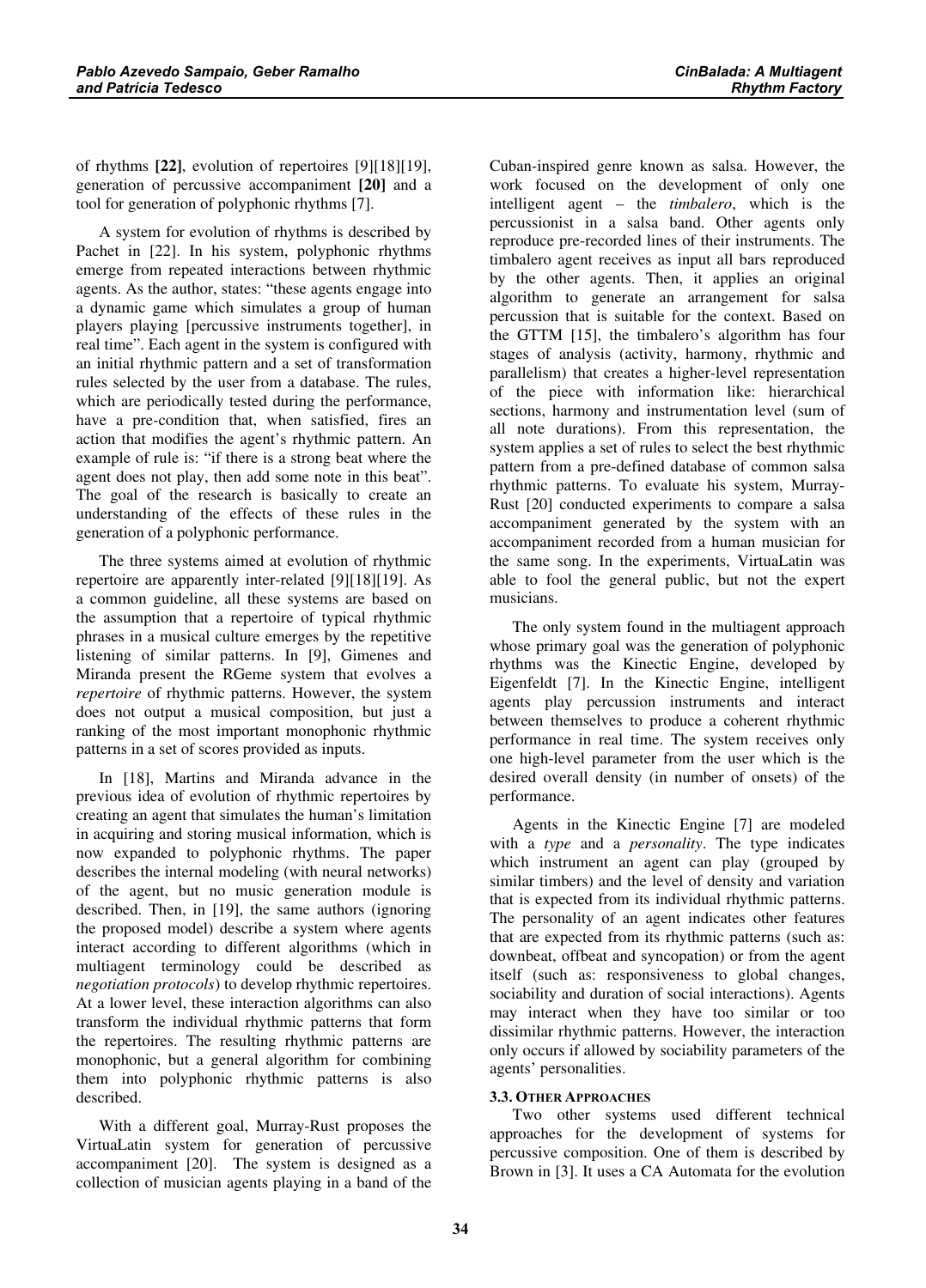of rhythms **[22]**, evolution of repertoires [9][18][19], generation of percussive accompaniment **[20]** and a tool for generation of polyphonic rhythms [7].

A system for evolution of rhythms is described by Pachet in [22]. In his system, polyphonic rhythms emerge from repeated interactions between rhythmic agents. As the author, states: "these agents engage into a dynamic game which simulates a group of human players playing [percussive instruments together], in real time". Each agent in the system is configured with an initial rhythmic pattern and a set of transformation rules selected by the user from a database. The rules, which are periodically tested during the performance, have a pre-condition that, when satisfied, fires an action that modifies the agent's rhythmic pattern. An example of rule is: "if there is a strong beat where the agent does not play, then add some note in this beat". The goal of the research is basically to create an understanding of the effects of these rules in the generation of a polyphonic performance.

The three systems aimed at evolution of rhythmic repertoire are apparently inter-related [9][18][19]. As a common guideline, all these systems are based on the assumption that a repertoire of typical rhythmic phrases in a musical culture emerges by the repetitive listening of similar patterns. In [9], Gimenes and Miranda present the RGeme system that evolves a *repertoire* of rhythmic patterns. However, the system does not output a musical composition, but just a ranking of the most important monophonic rhythmic patterns in a set of scores provided as inputs.

In [18], Martins and Miranda advance in the previous idea of evolution of rhythmic repertoires by creating an agent that simulates the human's limitation in acquiring and storing musical information, which is now expanded to polyphonic rhythms. The paper describes the internal modeling (with neural networks) of the agent, but no music generation module is described. Then, in [19], the same authors (ignoring the proposed model) describe a system where agents interact according to different algorithms (which in multiagent terminology could be described as *negotiation protocols*) to develop rhythmic repertoires. At a lower level, these interaction algorithms can also transform the individual rhythmic patterns that form the repertoires. The resulting rhythmic patterns are monophonic, but a general algorithm for combining them into polyphonic rhythmic patterns is also described.

With a different goal, Murray-Rust proposes the VirtuaLatin system for generation of percussive accompaniment [20]. The system is designed as a collection of musician agents playing in a band of the Cuban-inspired genre known as salsa. However, the work focused on the development of only one intelligent agent – the *timbalero*, which is the percussionist in a salsa band. Other agents only reproduce pre-recorded lines of their instruments. The timbalero agent receives as input all bars reproduced by the other agents. Then, it applies an original algorithm to generate an arrangement for salsa percussion that is suitable for the context. Based on the GTTM [15], the timbalero's algorithm has four stages of analysis (activity, harmony, rhythmic and parallelism) that creates a higher-level representation of the piece with information like: hierarchical sections, harmony and instrumentation level (sum of all note durations). From this representation, the system applies a set of rules to select the best rhythmic pattern from a pre-defined database of common salsa rhythmic patterns. To evaluate his system, Murray-Rust [20] conducted experiments to compare a salsa accompaniment generated by the system with an accompaniment recorded from a human musician for the same song. In the experiments, VirtuaLatin was able to fool the general public, but not the expert musicians.

The only system found in the multiagent approach whose primary goal was the generation of polyphonic rhythms was the Kinectic Engine, developed by Eigenfeldt [7]. In the Kinectic Engine, intelligent agents play percussion instruments and interact between themselves to produce a coherent rhythmic performance in real time. The system receives only one high-level parameter from the user which is the desired overall density (in number of onsets) of the performance.

Agents in the Kinectic Engine [7] are modeled with a *type* and a *personality*. The type indicates which instrument an agent can play (grouped by similar timbers) and the level of density and variation that is expected from its individual rhythmic patterns. The personality of an agent indicates other features that are expected from its rhythmic patterns (such as: downbeat, offbeat and syncopation) or from the agent itself (such as: responsiveness to global changes, sociability and duration of social interactions). Agents may interact when they have too similar or too dissimilar rhythmic patterns. However, the interaction only occurs if allowed by sociability parameters of the agents' personalities.

### 3.3. Other Approaches

Two other systems used different technical approaches for the development of systems for percussive composition. One of them is described by Brown in [3]. It uses a CA Automata for the evolution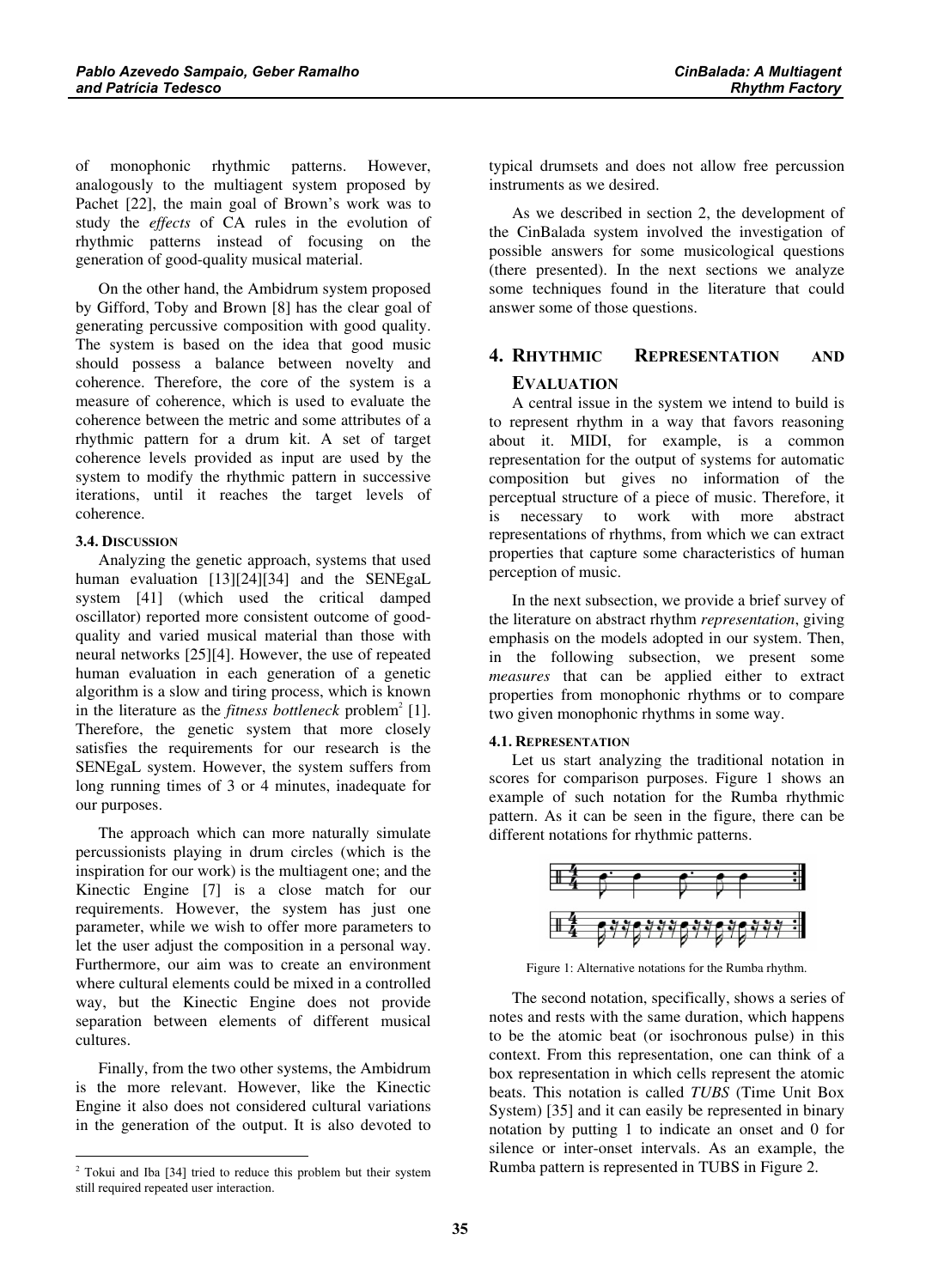of monophonic rhythmic patterns. However, analogously to the multiagent system proposed by Pachet [22], the main goal of Brown's work was to study the *effects* of CA rules in the evolution of rhythmic patterns instead of focusing on the generation of good-quality musical material.

On the other hand, the Ambidrum system proposed by Gifford, Toby and Brown [8] has the clear goal of generating percussive composition with good quality. The system is based on the idea that good music should possess a balance between novelty and coherence. Therefore, the core of the system is a measure of coherence, which is used to evaluate the coherence between the metric and some attributes of a rhythmic pattern for a drum kit. A set of target coherence levels provided as input are used by the system to modify the rhythmic pattern in successive iterations, until it reaches the target levels of coherence.

#### 3.4. Discussion

Analyzing the genetic approach, systems that used human evaluation [13][24][34] and the SENEgaL system [41] (which used the critical damped oscillator) reported more consistent outcome of good-quality and varied musical material than those with neural networks [25][4]. However, the use of repeated human evaluation in each generation of a genetic algorithm is a slow and tiring process, which is known in the literature as the *fitness bottleneck* problem[2] [1]. Therefore, the genetic system that more closely satisfies the requirements for our research is the SENEgaL system. However, the system suffers from long running times of 3 or 4 minutes, inadequate for our purposes.

The approach which can more naturally simulate percussionists playing in drum circles (which is the inspiration for our work) is the multiagent one; and the Kinectic Engine [7] is a close match for our requirements. However, the system has just one parameter, while we wish to offer more parameters to let the user adjust the composition in a personal way. Furthermore, our aim was to create an environment where cultural elements could be mixed in a controlled way, but the Kinectic Engine does not provide separation between elements of different musical cultures.

Finally, from the two other systems, the Ambidrum is the more relevant. However, like the Kinectic Engine it also does not considered cultural variations in the generation of the output. It is also devoted to typical drumsets and does not allow free percussion instruments as we desired.

As we described in section 2, the development of the CinBalada system involved the investigation of possible answers for some musicological questions (there presented). In the next sections we analyze some techniques found in the literature that could answer some of those questions.

[2] Tokui and Iba [34] tried to reduce this problem but their system still required repeated user interaction.

## 4. Rhythmic Representation and Evaluation

A central issue in the system we intend to build is to represent rhythm in a way that favors reasoning about it. MIDI, for example, is a common representation for the output of systems for automatic composition but gives no information of the perceptual structure of a piece of music. Therefore, it is necessary to work with more abstract representations of rhythms, from which we can extract properties that capture some characteristics of human perception of music.

In the next subsection, we provide a brief survey of the literature on abstract rhythm *representation*, giving emphasis on the models adopted in our system. Then, in the following subsection, we present some *measures* that can be applied either to extract properties from monophonic rhythms or to compare two given monophonic rhythms in some way.

#### 4.1. Representation

Let us start analyzing the traditional notation in scores for comparison purposes. Figure 1 shows an example of such notation for the Rumba rhythmic pattern. As it can be seen in the figure, there can be different notations for rhythmic patterns.

Figure 1: Alternative notations for the Rumba rhythm.

The second notation, specifically, shows a series of notes and rests with the same duration, which happens to be the atomic beat (or isochronous pulse) in this context. From this representation, one can think of a box representation in which cells represent the atomic beats. This notation is called *TUBS* (Time Unit Box System) [35] and it can easily be represented in binary notation by putting 1 to indicate an onset and 0 for silence or inter-onset intervals. As an example, the Rumba pattern is represented in TUBS in Figure 2.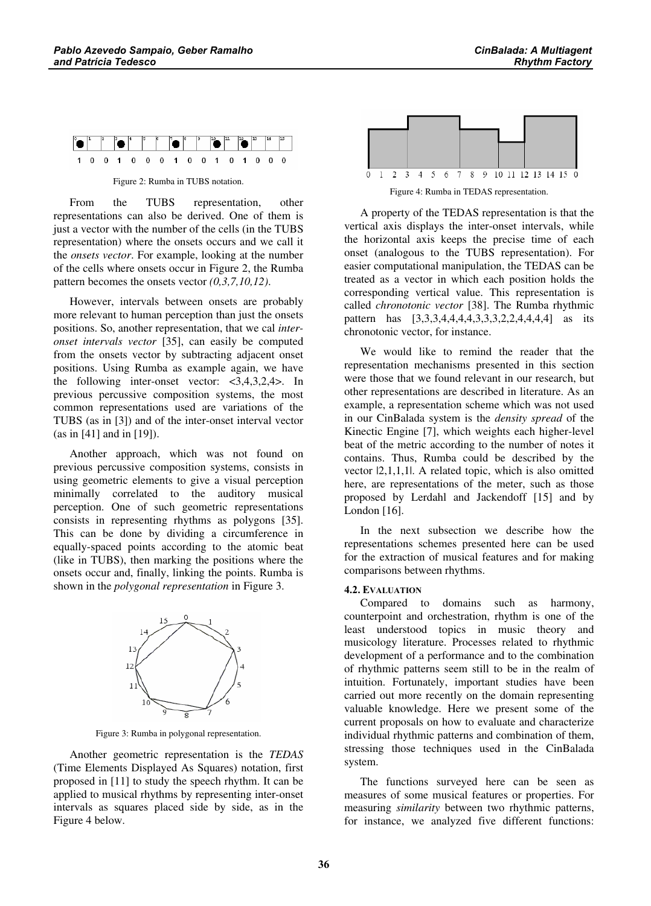Figure 2: Rumba in TUBS notation.

From the TUBS representation, other representations can also be derived. One of them is just a vector with the number of the cells (in the TUBS representation) where the onsets occurs and we call it the *onsets vector*. For example, looking at the number of the cells where onsets occur in Figure 2, the Rumba pattern becomes the onsets vector *(0,3,7,10,12)*.

However, intervals between onsets are probably more relevant to human perception than just the onsets positions. So, another representation, that we cal *inter-onset intervals vector* [35], can easily be computed from the onsets vector by subtracting adjacent onset positions. Using Rumba as example again, we have the following inter-onset vector: <3,4,3,2,4>. In previous percussive composition systems, the most common representations used are variations of the TUBS (as in [3]) and of the inter-onset interval vector (as in [41] and in [19]).

Another approach, which was not found on previous percussive composition systems, consists in using geometric elements to give a visual perception minimally correlated to the auditory musical perception. One of such geometric representations consists in representing rhythms as polygons [35]. This can be done by dividing a circumference in equally-spaced points according to the atomic beat (like in TUBS), then marking the positions where the onsets occur and, finally, linking the points. Rumba is shown in the *polygonal representation* in Figure 3.

Figure 3: Rumba in polygonal representation.

Another geometric representation is the *TEDAS* (Time Elements Displayed As Squares) notation, first proposed in [11] to study the speech rhythm. It can be applied to musical rhythms by representing inter-onset intervals as squares placed side by side, as in the Figure 4 below.

Figure 4: Rumba in TEDAS representation.

A property of the TEDAS representation is that the vertical axis displays the inter-onset intervals, while the horizontal axis keeps the precise time of each onset (analogous to the TUBS representation). For easier computational manipulation, the TEDAS can be treated as a vector in which each position holds the corresponding vertical value. This representation is called *chronotonic vector* [38]. The Rumba rhythmic pattern has [3,3,3,4,4,4,4,3,3,3,2,2,4,4,4,4] as its chronotonic vector, for instance.

We would like to remind the reader that the representation mechanisms presented in this section were those that we found relevant in our research, but other representations are described in literature. As an example, a representation scheme which was not used in our CinBalada system is the *density spread* of the Kinectic Engine [7], which weights each higher-level beat of the metric according to the number of notes it contains. Thus, Rumba could be described by the vector |2,1,1,1|. A related topic, which is also omitted here, are representations of the meter, such as those proposed by Lerdahl and Jackendoff [15] and by London [16].

In the next subsection we describe how the representations schemes presented here can be used for the extraction of musical features and for making comparisons between rhythms.

### 4.2. Evaluation

Compared to domains such as harmony, counterpoint and orchestration, rhythm is one of the least understood topics in music theory and musicology literature. Processes related to rhythmic development of a performance and to the combination of rhythmic patterns seem still to be in the realm of intuition. Fortunately, important studies have been carried out more recently on the domain representing valuable knowledge. Here we present some of the current proposals on how to evaluate and characterize individual rhythmic patterns and combination of them, stressing those techniques used in the CinBalada system.

The functions surveyed here can be seen as measures of some musical features or properties. For measuring *similarity* between two rhythmic patterns, for instance, we analyzed five different functions: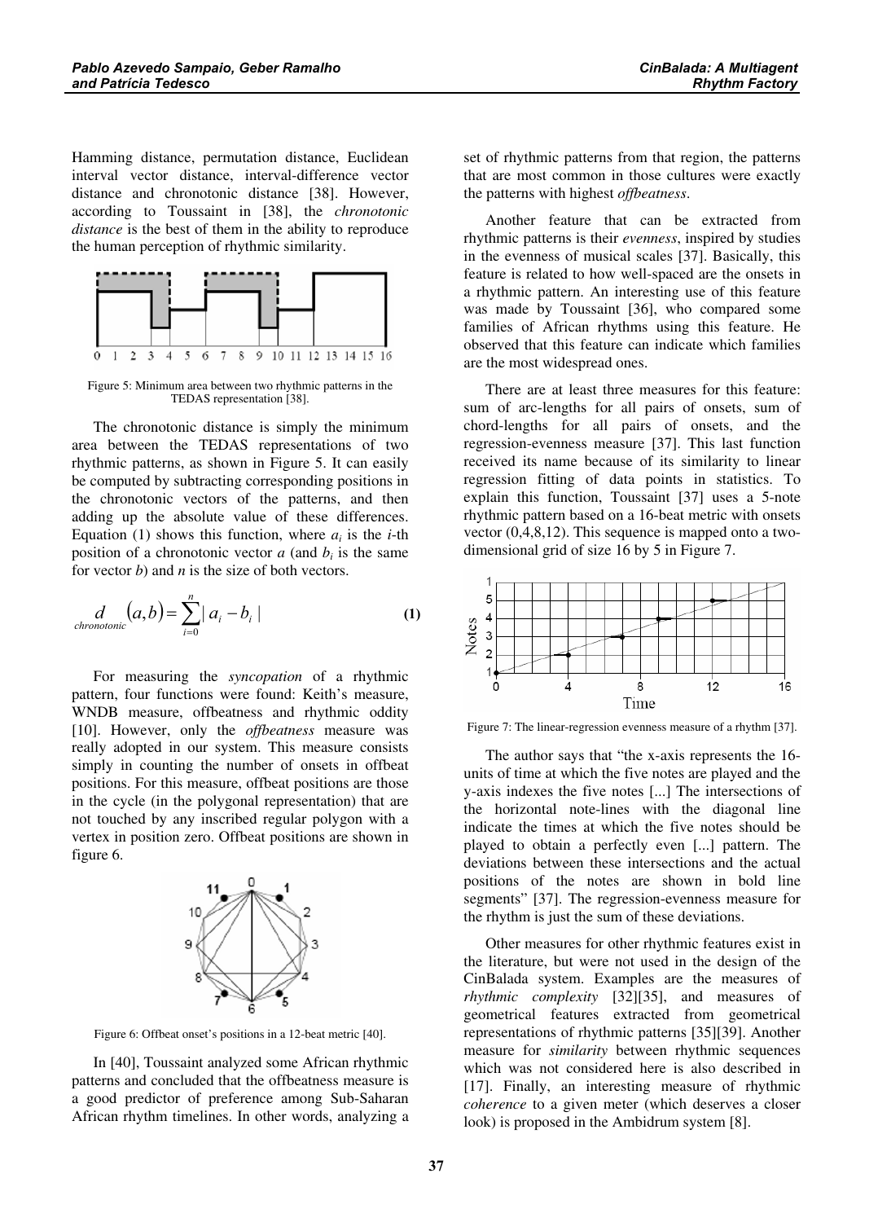Hamming distance, permutation distance, Euclidean interval vector distance, interval-difference vector distance and chronotonic distance [38]. However, according to Toussaint in [38], the *chronotonic distance* is the best of them in the ability to reproduce the human perception of rhythmic similarity.

Figure 5: Minimum area between two rhythmic patterns in the TEDAS representation [38].

The chronotonic distance is simply the minimum area between the TEDAS representations of two rhythmic patterns, as shown in Figure 5. It can easily be computed by subtracting corresponding positions in the chronotonic vectors of the patterns, and then adding up the absolute value of these differences. Equation (1) shows this function, where $a_i$ is the $i$-th position of a chronotonic vector $a$ (and $b_i$ is the same for vector $b$) and $n$ is the size of both vectors.

$$d_{chronotonic}(a,b) = \sum_{i=0}^{n} | a_i - b_i | \quad \textbf{(1)}$$

For measuring the *syncopation* of a rhythmic pattern, four functions were found: Keith's measure, WNDB measure, offbeatness and rhythmic oddity [10]. However, only the *offbeatness* measure was really adopted in our system. This measure consists simply in counting the number of onsets in offbeat positions. For this measure, offbeat positions are those in the cycle (in the polygonal representation) that are not touched by any inscribed regular polygon with a vertex in position zero. Offbeat positions are shown in figure 6.

Figure 6: Offbeat onset's positions in a 12-beat metric [40].

In [40], Toussaint analyzed some African rhythmic patterns and concluded that the offbeatness measure is a good predictor of preference among Sub-Saharan African rhythm timelines. In other words, analyzing a set of rhythmic patterns from that region, the patterns that are most common in those cultures were exactly the patterns with highest *offbeatness*.

Another feature that can be extracted from rhythmic patterns is their *evenness*, inspired by studies in the evenness of musical scales [37]. Basically, this feature is related to how well-spaced are the onsets in a rhythmic pattern. An interesting use of this feature was made by Toussaint [36], who compared some families of African rhythms using this feature. He observed that this feature can indicate which families are the most widespread ones.

There are at least three measures for this feature: sum of arc-lengths for all pairs of onsets, sum of chord-lengths for all pairs of onsets, and the regression-evenness measure [37]. This last function received its name because of its similarity to linear regression fitting of data points in statistics. To explain this function, Toussaint [37] uses a 5-note rhythmic pattern based on a 16-beat metric with onsets vector (0,4,8,12). This sequence is mapped onto a two-dimensional grid of size 16 by 5 in Figure 7.

Figure 7: The linear-regression evenness measure of a rhythm [37].

The author says that "the x-axis represents the 16-units of time at which the five notes are played and the y-axis indexes the five notes [...] The intersections of the horizontal note-lines with the diagonal line indicate the times at which the five notes should be played to obtain a perfectly even [...] pattern. The deviations between these intersections and the actual positions of the notes are shown in bold line segments" [37]. The regression-evenness measure for the rhythm is just the sum of these deviations.

Other measures for other rhythmic features exist in the literature, but were not used in the design of the CinBalada system. Examples are the measures of *rhythmic complexity* [32][35], and measures of geometrical features extracted from geometrical representations of rhythmic patterns [35][39]. Another measure for *similarity* between rhythmic sequences which was not considered here is also described in [17]. Finally, an interesting measure of rhythmic *coherence* to a given meter (which deserves a closer look) is proposed in the Ambidrum system [8].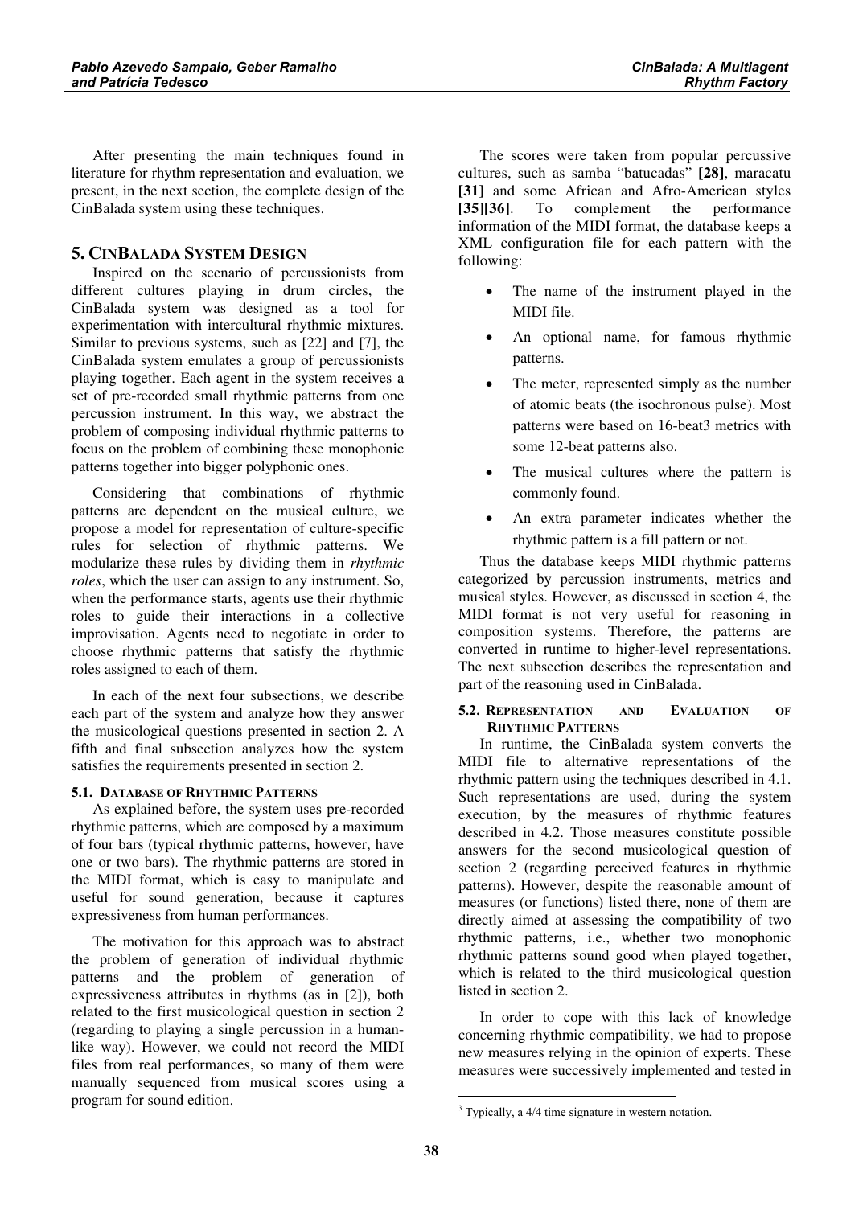After presenting the main techniques found in literature for rhythm representation and evaluation, we present, in the next section, the complete design of the CinBalada system using these techniques.

## 5. CinBalada System Design

Inspired on the scenario of percussionists from different cultures playing in drum circles, the CinBalada system was designed as a tool for experimentation with intercultural rhythmic mixtures. Similar to previous systems, such as [22] and [7], the CinBalada system emulates a group of percussionists playing together. Each agent in the system receives a set of pre-recorded small rhythmic patterns from one percussion instrument. In this way, we abstract the problem of composing individual rhythmic patterns to focus on the problem of combining these monophonic patterns together into bigger polyphonic ones.

Considering that combinations of rhythmic patterns are dependent on the musical culture, we propose a model for representation of culture-specific rules for selection of rhythmic patterns. We modularize these rules by dividing them in *rhythmic roles*, which the user can assign to any instrument. So, when the performance starts, agents use their rhythmic roles to guide their interactions in a collective improvisation. Agents need to negotiate in order to choose rhythmic patterns that satisfy the rhythmic roles assigned to each of them.

In each of the next four subsections, we describe each part of the system and analyze how they answer the musicological questions presented in section 2. A fifth and final subsection analyzes how the system satisfies the requirements presented in section 2.

### 5.1. Database of Rhythmic Patterns

As explained before, the system uses pre-recorded rhythmic patterns, which are composed by a maximum of four bars (typical rhythmic patterns, however, have one or two bars). The rhythmic patterns are stored in the MIDI format, which is easy to manipulate and useful for sound generation, because it captures expressiveness from human performances.

The motivation for this approach was to abstract the problem of generation of individual rhythmic patterns and the problem of generation of expressiveness attributes in rhythms (as in [2]), both related to the first musicological question in section 2 (regarding to playing a single percussion in a human-like way). However, we could not record the MIDI files from real performances, so many of them were manually sequenced from musical scores using a program for sound edition.

The scores were taken from popular percussive cultures, such as samba "batucadas" **[28]**, maracatu **[31]** and some African and Afro-American styles **[35][36]**. To complement the performance information of the MIDI format, the database keeps a XML configuration file for each pattern with the following:

- The name of the instrument played in the MIDI file.
- An optional name, for famous rhythmic patterns.
- The meter, represented simply as the number of atomic beats (the isochronous pulse). Most patterns were based on 16-beat[3] metrics with some 12-beat patterns also.
- The musical cultures where the pattern is commonly found.
- An extra parameter indicates whether the rhythmic pattern is a fill pattern or not.

Thus the database keeps MIDI rhythmic patterns categorized by percussion instruments, metrics and musical styles. However, as discussed in section 4, the MIDI format is not very useful for reasoning in composition systems. Therefore, the patterns are converted in runtime to higher-level representations. The next subsection describes the representation and part of the reasoning used in CinBalada.

### 5.2. Representation and Evaluation of Rhythmic Patterns

In runtime, the CinBalada system converts the MIDI file to alternative representations of the rhythmic pattern using the techniques described in 4.1. Such representations are used, during the system execution, by the measures of rhythmic features described in 4.2. Those measures constitute possible answers for the second musicological question of section 2 (regarding perceived features in rhythmic patterns). However, despite the reasonable amount of measures (or functions) listed there, none of them are directly aimed at assessing the compatibility of two rhythmic patterns, i.e., whether two monophonic rhythmic patterns sound good when played together, which is related to the third musicological question listed in section 2.

In order to cope with this lack of knowledge concerning rhythmic compatibility, we had to propose new measures relying in the opinion of experts. These measures were successively implemented and tested in

[3] Typically, a 4/4 time signature in western notation.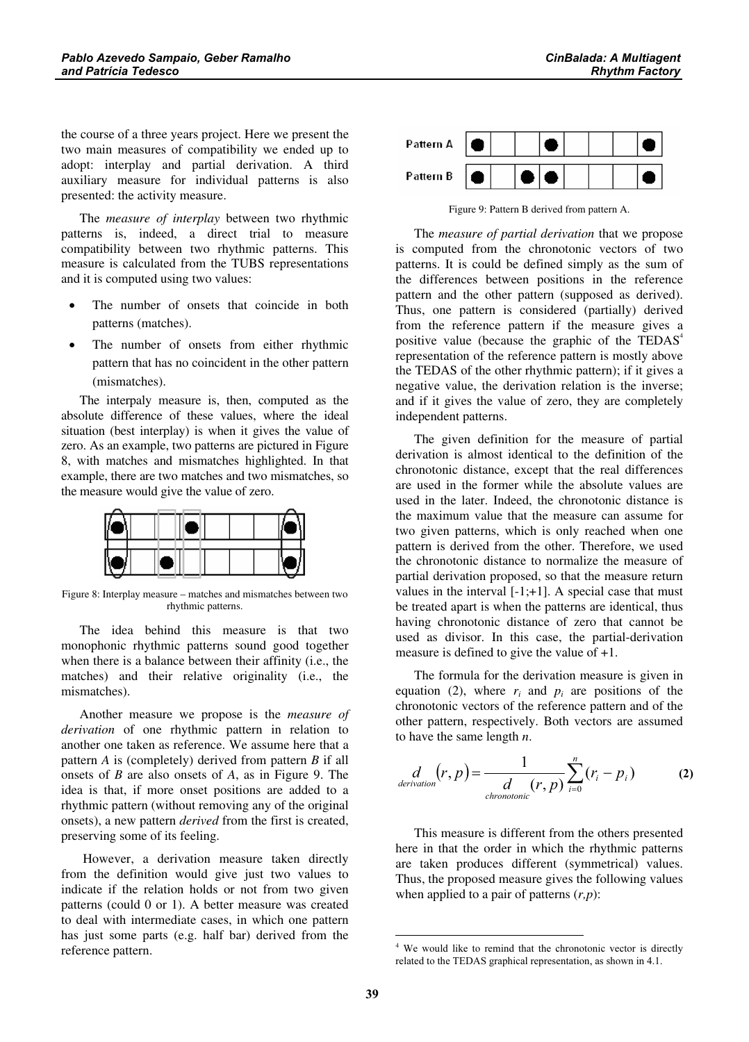the course of a three years project. Here we present the two main measures of compatibility we ended up to adopt: interplay and partial derivation. A third auxiliary measure for individual patterns is also presented: the activity measure.

The *measure of interplay* between two rhythmic patterns is, indeed, a direct trial to measure compatibility between two rhythmic patterns. This measure is calculated from the TUBS representations and it is computed using two values:

- The number of onsets that coincide in both patterns (matches).
- The number of onsets from either rhythmic pattern that has no coincident in the other pattern (mismatches).

The interpaly measure is, then, computed as the absolute difference of these values, where the ideal situation (best interplay) is when it gives the value of zero. As an example, two patterns are pictured in Figure 8, with matches and mismatches highlighted. In that example, there are two matches and two mismatches, so the measure would give the value of zero.

Figure 8: Interplay measure – matches and mismatches between two rhythmic patterns.

The idea behind this measure is that two monophonic rhythmic patterns sound good together when there is a balance between their affinity (i.e., the matches) and their relative originality (i.e., the mismatches).

Another measure we propose is the *measure of derivation* of one rhythmic pattern in relation to another one taken as reference. We assume here that a pattern *A* is (completely) derived from pattern *B* if all onsets of *B* are also onsets of *A*, as in Figure 9. The idea is that, if more onset positions are added to a rhythmic pattern (without removing any of the original onsets), a new pattern *derived* from the first is created, preserving some of its feeling.

However, a derivation measure taken directly from the definition would give just two values to indicate if the relation holds or not from two given patterns (could 0 or 1). A better measure was created to deal with intermediate cases, in which one pattern has just some parts (e.g. half bar) derived from the reference pattern.

Figure 9: Pattern B derived from pattern A.

The *measure of partial derivation* that we propose is computed from the chronotonic vectors of two patterns. It is could be defined simply as the sum of the differences between positions in the reference pattern and the other pattern (supposed as derived). Thus, one pattern is considered (partially) derived from the reference pattern if the measure gives a positive value (because the graphic of the TEDAS[4] representation of the reference pattern is mostly above the TEDAS of the other rhythmic pattern); if it gives a negative value, the derivation relation is the inverse; and if it gives the value of zero, they are completely independent patterns.

The given definition for the measure of partial derivation is almost identical to the definition of the chronotonic distance, except that the real differences are used in the former while the absolute values are used in the later. Indeed, the chronotonic distance is the maximum value that the measure can assume for two given patterns, which is only reached when one pattern is derived from the other. Therefore, we used the chronotonic distance to normalize the measure of partial derivation proposed, so that the measure return values in the interval [-1;+1]. A special case that must be treated apart is when the patterns are identical, thus having chronotonic distance of zero that cannot be used as divisor. In this case, the partial-derivation measure is defined to give the value of +1.

The formula for the derivation measure is given in equation (2), where $r_i$ and $p_i$ are positions of the chronotonic vectors of the reference pattern and of the other pattern, respectively. Both vectors are assumed to have the same length *n*.

$$d_{derivation}(r,p) = \frac{1}{d_{chronotonic}(r,p)} \sum_{i=0}^{n} (r_i - p_i) \qquad \textbf{(2)}$$

This measure is different from the others presented here in that the order in which the rhythmic patterns are taken produces different (symmetrical) values. Thus, the proposed measure gives the following values when applied to a pair of patterns (*r,p*):

[4] We would like to remind that the chronotonic vector is directly related to the TEDAS graphical representation, as shown in 4.1.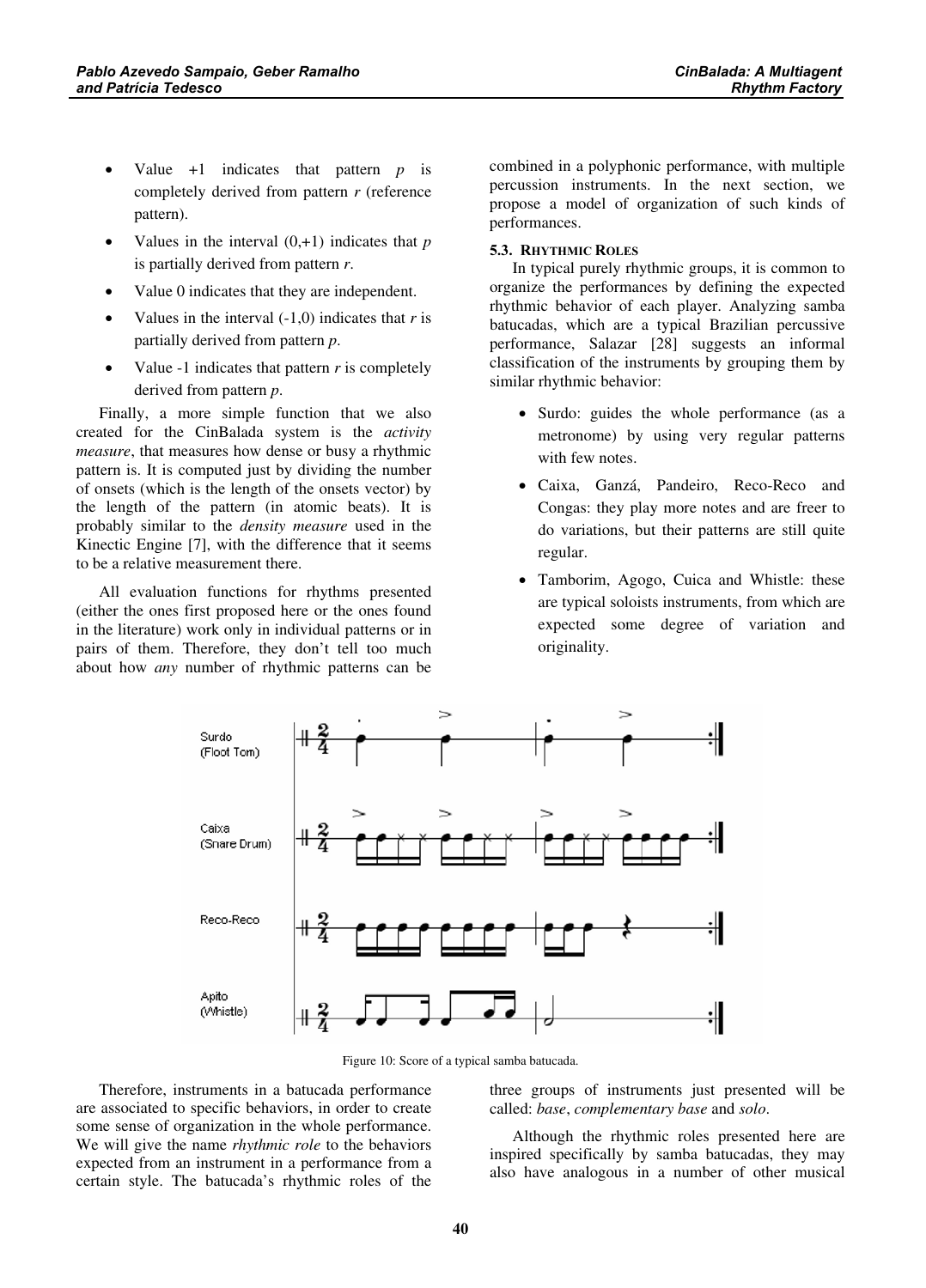- Value +1 indicates that pattern *p* is completely derived from pattern *r* (reference pattern).
- Values in the interval (0,+1) indicates that *p* is partially derived from pattern *r*.
- Value 0 indicates that they are independent.
- Values in the interval (-1,0) indicates that *r* is partially derived from pattern *p*.
- Value -1 indicates that pattern *r* is completely derived from pattern *p*.

Finally, a more simple function that we also created for the CinBalada system is the *activity measure*, that measures how dense or busy a rhythmic pattern is. It is computed just by dividing the number of onsets (which is the length of the onsets vector) by the length of the pattern (in atomic beats). It is probably similar to the *density measure* used in the Kinectic Engine [7], with the difference that it seems to be a relative measurement there.

All evaluation functions for rhythms presented (either the ones first proposed here or the ones found in the literature) work only in individual patterns or in pairs of them. Therefore, they don't tell too much about how *any* number of rhythmic patterns can be combined in a polyphonic performance, with multiple percussion instruments. In the next section, we propose a model of organization of such kinds of performances.

### 5.3. Rhythmic Roles

In typical purely rhythmic groups, it is common to organize the performances by defining the expected rhythmic behavior of each player. Analyzing samba batucadas, which are a typical Brazilian percussive performance, Salazar [28] suggests an informal classification of the instruments by grouping them by similar rhythmic behavior:

- Surdo: guides the whole performance (as a metronome) by using very regular patterns with few notes.
- Caixa, Ganzá, Pandeiro, Reco-Reco and Congas: they play more notes and are freer to do variations, but their patterns are still quite regular.
- Tamborim, Agogo, Cuica and Whistle: these are typical soloists instruments, from which are expected some degree of variation and originality.

Figure 10: Score of a typical samba batucada.

Therefore, instruments in a batucada performance are associated to specific behaviors, in order to create some sense of organization in the whole performance. We will give the name *rhythmic role* to the behaviors expected from an instrument in a performance from a certain style. The batucada's rhythmic roles of the three groups of instruments just presented will be called: *base*, *complementary base* and *solo*.

Although the rhythmic roles presented here are inspired specifically by samba batucadas, they may also have analogous in a number of other musical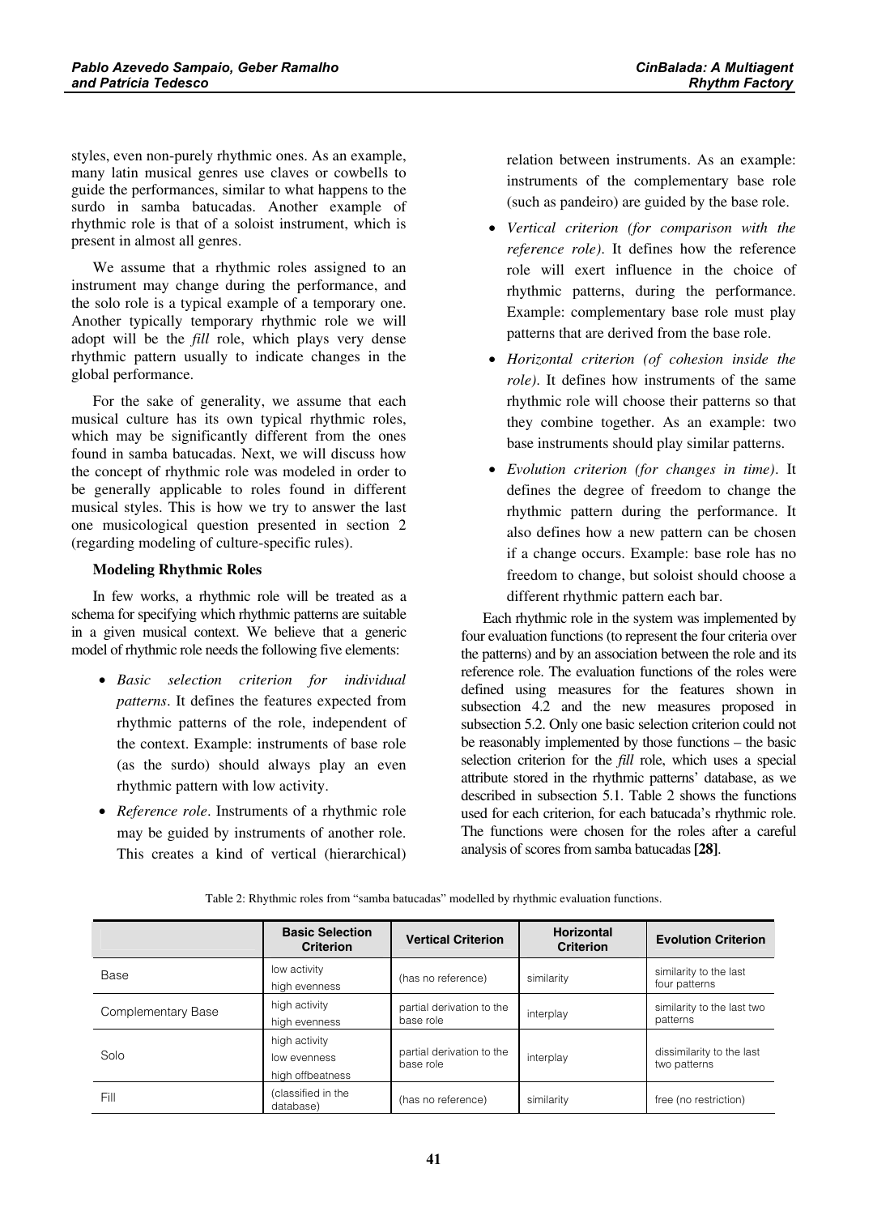styles, even non-purely rhythmic ones. As an example, many latin musical genres use claves or cowbells to guide the performances, similar to what happens to the surdo in samba batucadas. Another example of rhythmic role is that of a soloist instrument, which is present in almost all genres.

We assume that a rhythmic roles assigned to an instrument may change during the performance, and the solo role is a typical example of a temporary one. Another typically temporary rhythmic role we will adopt will be the *fill* role, which plays very dense rhythmic pattern usually to indicate changes in the global performance.

For the sake of generality, we assume that each musical culture has its own typical rhythmic roles, which may be significantly different from the ones found in samba batucadas. Next, we will discuss how the concept of rhythmic role was modeled in order to be generally applicable to roles found in different musical styles. This is how we try to answer the last one musicological question presented in section 2 (regarding modeling of culture-specific rules).

**Modeling Rhythmic Roles**

In few works, a rhythmic role will be treated as a schema for specifying which rhythmic patterns are suitable in a given musical context. We believe that a generic model of rhythmic role needs the following five elements:

- *Basic selection criterion for individual patterns*. It defines the features expected from rhythmic patterns of the role, independent of the context. Example: instruments of base role (as the surdo) should always play an even rhythmic pattern with low activity.
- *Reference role*. Instruments of a rhythmic role may be guided by instruments of another role. This creates a kind of vertical (hierarchical) relation between instruments. As an example: instruments of the complementary base role (such as pandeiro) are guided by the base role.
- *Vertical criterion (for comparison with the reference role)*. It defines how the reference role will exert influence in the choice of rhythmic patterns, during the performance. Example: complementary base role must play patterns that are derived from the base role.
- *Horizontal criterion (of cohesion inside the role)*. It defines how instruments of the same rhythmic role will choose their patterns so that they combine together. As an example: two base instruments should play similar patterns.
- *Evolution criterion (for changes in time)*. It defines the degree of freedom to change the rhythmic pattern during the performance. It also defines how a new pattern can be chosen if a change occurs. Example: base role has no freedom to change, but soloist should choose a different rhythmic pattern each bar.

Each rhythmic role in the system was implemented by four evaluation functions (to represent the four criteria over the patterns) and by an association between the role and its reference role. The evaluation functions of the roles were defined using measures for the features shown in subsection 4.2 and the new measures proposed in subsection 5.2. Only one basic selection criterion could not be reasonably implemented by those functions – the basic selection criterion for the *fill* role, which uses a special attribute stored in the rhythmic patterns' database, as we described in subsection 5.1. Table 2 shows the functions used for each criterion, for each batucada's rhythmic role. The functions were chosen for the roles after a careful analysis of scores from samba batucadas **[28]**.

Table 2: Rhythmic roles from "samba batucadas" modelled by rhythmic evaluation functions.

| | Basic Selection Criterion | Vertical Criterion | Horizontal Criterion | Evolution Criterion |
|---|---|---|---|---|
| Base | low activity<br>high evenness | (has no reference) | similarity | similarity to the last four patterns |
| Complementary Base | high activity<br>high evenness | partial derivation to the base role | interplay | similarity to the last two patterns |
| Solo | high activity<br>low evenness<br>high offbeatness | partial derivation to the base role | interplay | dissimilarity to the last two patterns |
| Fill | (classified in the database) | (has no reference) | similarity | free (no restriction) |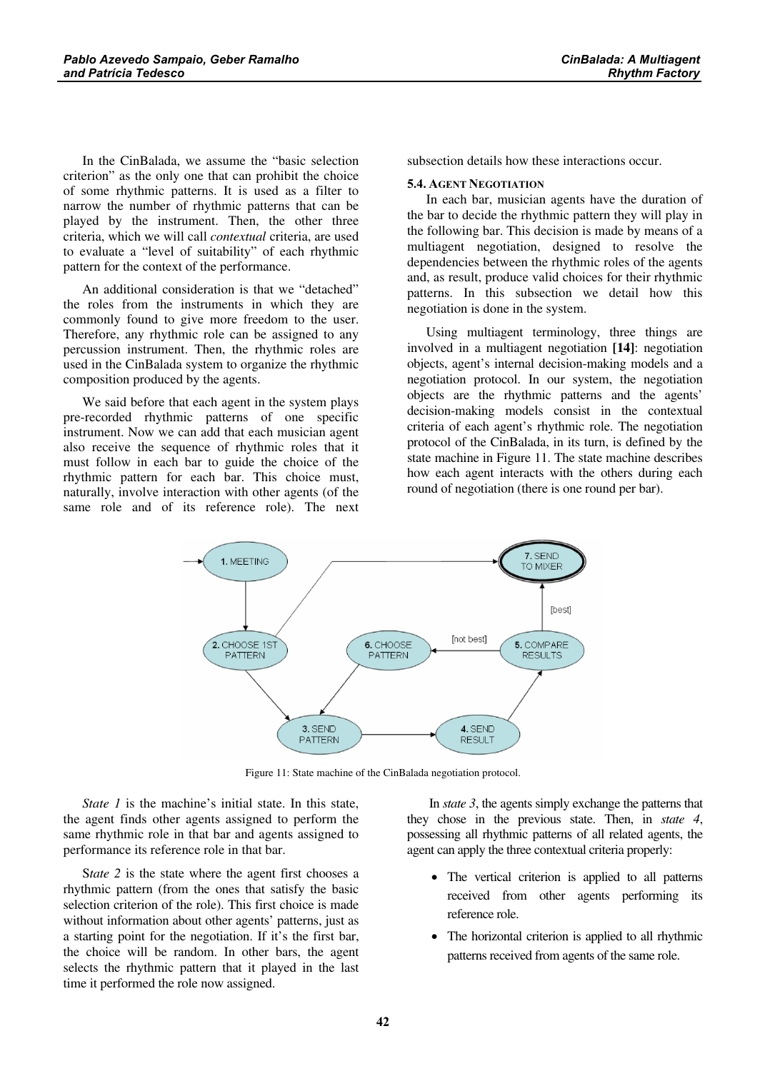In the CinBalada, we assume the "basic selection criterion" as the only one that can prohibit the choice of some rhythmic patterns. It is used as a filter to narrow the number of rhythmic patterns that can be played by the instrument. Then, the other three criteria, which we will call *contextual* criteria, are used to evaluate a "level of suitability" of each rhythmic pattern for the context of the performance.

An additional consideration is that we "detached" the roles from the instruments in which they are commonly found to give more freedom to the user. Therefore, any rhythmic role can be assigned to any percussion instrument. Then, the rhythmic roles are used in the CinBalada system to organize the rhythmic composition produced by the agents.

We said before that each agent in the system plays pre-recorded rhythmic patterns of one specific instrument. Now we can add that each musician agent also receive the sequence of rhythmic roles that it must follow in each bar to guide the choice of the rhythmic pattern for each bar. This choice must, naturally, involve interaction with other agents (of the same role and of its reference role). The next subsection details how these interactions occur.

### 5.4. Agent Negotiation

In each bar, musician agents have the duration of the bar to decide the rhythmic pattern they will play in the following bar. This decision is made by means of a multiagent negotiation, designed to resolve the dependencies between the rhythmic roles of the agents and, as result, produce valid choices for their rhythmic patterns. In this subsection we detail how this negotiation is done in the system.

Using multiagent terminology, three things are involved in a multiagent negotiation **[14]**: negotiation objects, agent's internal decision-making models and a negotiation protocol. In our system, the negotiation objects are the rhythmic patterns and the agents' decision-making models consist in the contextual criteria of each agent's rhythmic role. The negotiation protocol of the CinBalada, in its turn, is defined by the state machine in Figure 11. The state machine describes how each agent interacts with the others during each round of negotiation (there is one round per bar).

Figure 11: State machine of the CinBalada negotiation protocol.

*State 1* is the machine's initial state. In this state, the agent finds other agents assigned to perform the same rhythmic role in that bar and agents assigned to performance its reference role in that bar.

S*tate 2* is the state where the agent first chooses a rhythmic pattern (from the ones that satisfy the basic selection criterion of the role). This first choice is made without information about other agents' patterns, just as a starting point for the negotiation. If it's the first bar, the choice will be random. In other bars, the agent selects the rhythmic pattern that it played in the last time it performed the role now assigned.

In *state 3*, the agents simply exchange the patterns that they chose in the previous state. Then, in *state 4*, possessing all rhythmic patterns of all related agents, the agent can apply the three contextual criteria properly:

- The vertical criterion is applied to all patterns received from other agents performing its reference role.
- The horizontal criterion is applied to all rhythmic patterns received from agents of the same role.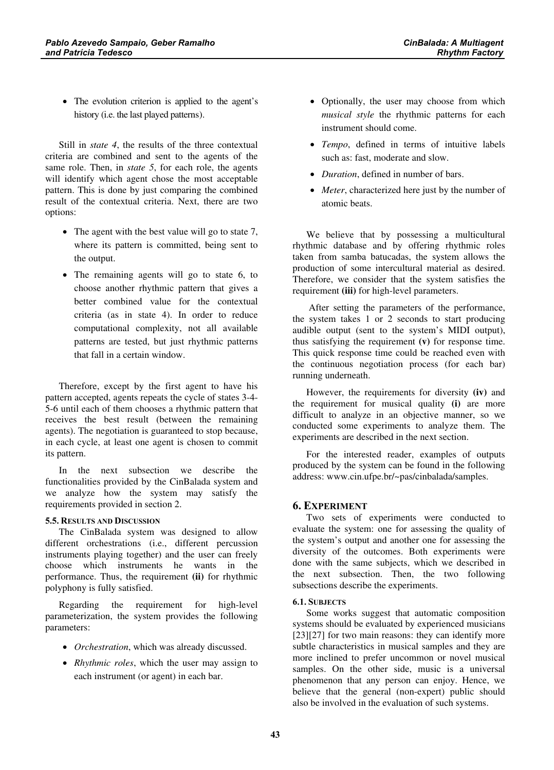- The evolution criterion is applied to the agent's history (i.e. the last played patterns).

Still in *state 4*, the results of the three contextual criteria are combined and sent to the agents of the same role. Then, in *state 5*, for each role, the agents will identify which agent chose the most acceptable pattern. This is done by just comparing the combined result of the contextual criteria. Next, there are two options:

- The agent with the best value will go to state 7, where its pattern is committed, being sent to the output.
- The remaining agents will go to state 6, to choose another rhythmic pattern that gives a better combined value for the contextual criteria (as in state 4). In order to reduce computational complexity, not all available patterns are tested, but just rhythmic patterns that fall in a certain window.

Therefore, except by the first agent to have his pattern accepted, agents repeats the cycle of states 3-4-5-6 until each of them chooses a rhythmic pattern that receives the best result (between the remaining agents). The negotiation is guaranteed to stop because, in each cycle, at least one agent is chosen to commit its pattern.

In the next subsection we describe the functionalities provided by the CinBalada system and we analyze how the system may satisfy the requirements provided in section 2.

### 5.5. Results and Discussion

The CinBalada system was designed to allow different orchestrations (i.e., different percussion instruments playing together) and the user can freely choose which instruments he wants in the performance. Thus, the requirement **(ii)** for rhythmic polyphony is fully satisfied.

Regarding the requirement for high-level parameterization, the system provides the following parameters:

- *Orchestration*, which was already discussed.
- *Rhythmic roles*, which the user may assign to each instrument (or agent) in each bar.
- Optionally, the user may choose from which *musical style* the rhythmic patterns for each instrument should come.
- *Tempo*, defined in terms of intuitive labels such as: fast, moderate and slow.
- *Duration*, defined in number of bars.
- *Meter*, characterized here just by the number of atomic beats.

We believe that by possessing a multicultural rhythmic database and by offering rhythmic roles taken from samba batucadas, the system allows the production of some intercultural material as desired. Therefore, we consider that the system satisfies the requirement **(iii)** for high-level parameters.

After setting the parameters of the performance, the system takes 1 or 2 seconds to start producing audible output (sent to the system's MIDI output), thus satisfying the requirement **(v)** for response time. This quick response time could be reached even with the continuous negotiation process (for each bar) running underneath.

However, the requirements for diversity **(iv)** and the requirement for musical quality **(i)** are more difficult to analyze in an objective manner, so we conducted some experiments to analyze them. The experiments are described in the next section.

For the interested reader, examples of outputs produced by the system can be found in the following address: www.cin.ufpe.br/~pas/cinbalada/samples.

## 6. Experiment

Two sets of experiments were conducted to evaluate the system: one for assessing the quality of the system's output and another one for assessing the diversity of the outcomes. Both experiments were done with the same subjects, which we described in the next subsection. Then, the two following subsections describe the experiments.

### 6.1. Subjects

Some works suggest that automatic composition systems should be evaluated by experienced musicians [23][27] for two main reasons: they can identify more subtle characteristics in musical samples and they are more inclined to prefer uncommon or novel musical samples. On the other side, music is a universal phenomenon that any person can enjoy. Hence, we believe that the general (non-expert) public should also be involved in the evaluation of such systems.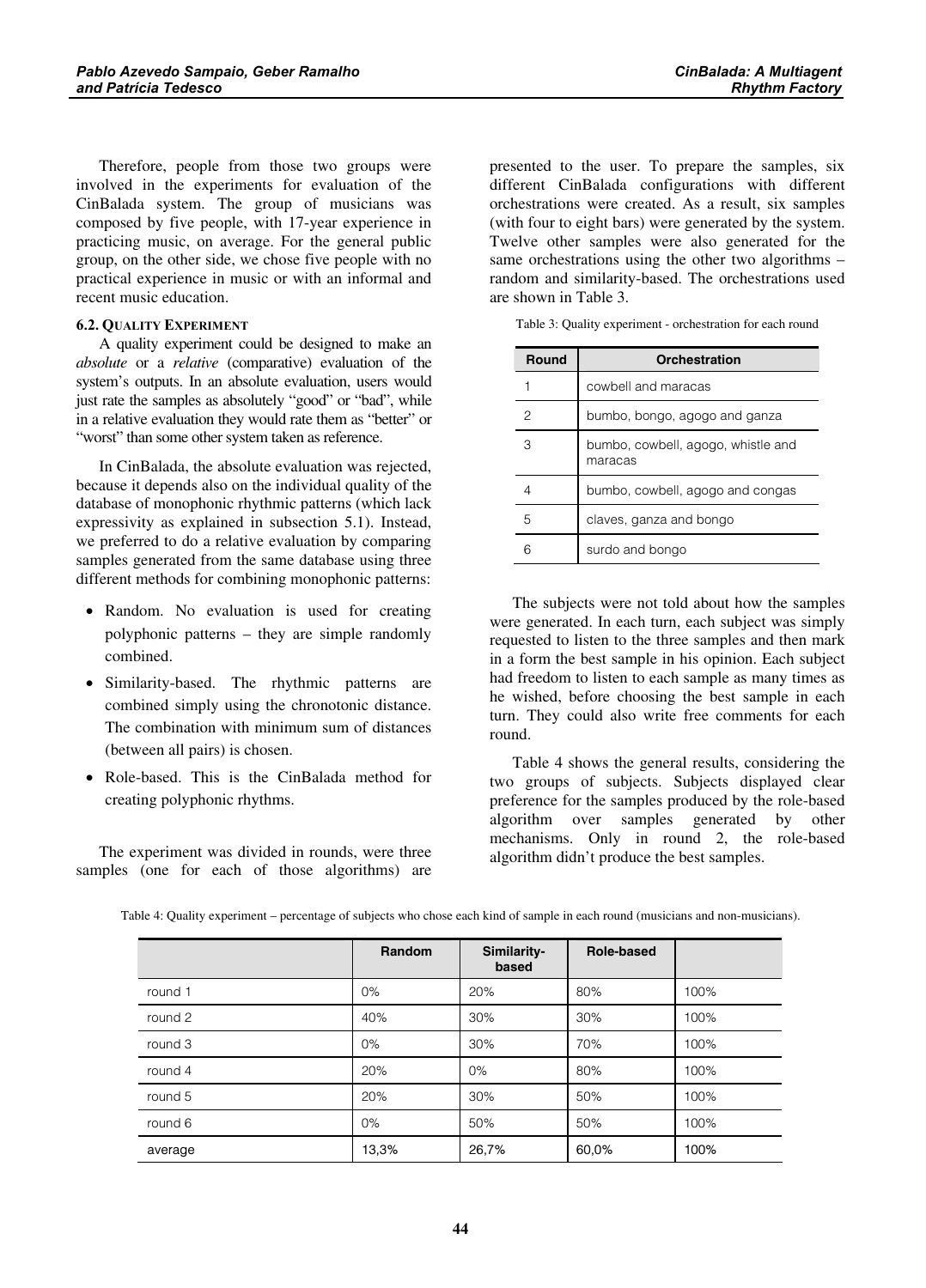Therefore, people from those two groups were involved in the experiments for evaluation of the CinBalada system. The group of musicians was composed by five people, with 17-year experience in practicing music, on average. For the general public group, on the other side, we chose five people with no practical experience in music or with an informal and recent music education.

### 6.2. Quality Experiment

A quality experiment could be designed to make an *absolute* or a *relative* (comparative) evaluation of the system's outputs. In an absolute evaluation, users would just rate the samples as absolutely "good" or "bad", while in a relative evaluation they would rate them as "better" or "worst" than some other system taken as reference.

In CinBalada, the absolute evaluation was rejected, because it depends also on the individual quality of the database of monophonic rhythmic patterns (which lack expressivity as explained in subsection 5.1). Instead, we preferred to do a relative evaluation by comparing samples generated from the same database using three different methods for combining monophonic patterns:

- Random. No evaluation is used for creating polyphonic patterns – they are simple randomly combined.
- Similarity-based. The rhythmic patterns are combined simply using the chronotonic distance. The combination with minimum sum of distances (between all pairs) is chosen.
- Role-based. This is the CinBalada method for creating polyphonic rhythms.

The experiment was divided in rounds, were three samples (one for each of those algorithms) are presented to the user. To prepare the samples, six different CinBalada configurations with different orchestrations were created. As a result, six samples (with four to eight bars) were generated by the system. Twelve other samples were also generated for the same orchestrations using the other two algorithms – random and similarity-based. The orchestrations used are shown in Table 3.

Table 3: Quality experiment - orchestration for each round

| Round | Orchestration |
|---|---|
| 1 | cowbell and maracas |
| 2 | bumbo, bongo, agogo and ganza |
| 3 | bumbo, cowbell, agogo, whistle and maracas |
| 4 | bumbo, cowbell, agogo and congas |
| 5 | claves, ganza and bongo |
| 6 | surdo and bongo |

The subjects were not told about how the samples were generated. In each turn, each subject was simply requested to listen to the three samples and then mark in a form the best sample in his opinion. Each subject had freedom to listen to each sample as many times as he wished, before choosing the best sample in each turn. They could also write free comments for each round.

Table 4 shows the general results, considering the two groups of subjects. Subjects displayed clear preference for the samples produced by the role-based algorithm over samples generated by other mechanisms. Only in round 2, the role-based algorithm didn't produce the best samples.

Table 4: Quality experiment – percentage of subjects who chose each kind of sample in each round (musicians and non-musicians).

| | Random | Similarity-based | Role-based | |
|---|---|---|---|---|
| round 1 | 0% | 20% | 80% | 100% |
| round 2 | 40% | 30% | 30% | 100% |
| round 3 | 0% | 30% | 70% | 100% |
| round 4 | 20% | 0% | 80% | 100% |
| round 5 | 20% | 30% | 50% | 100% |
| round 6 | 0% | 50% | 50% | 100% |
| average | 13,3% | 26,7% | 60,0% | 100% |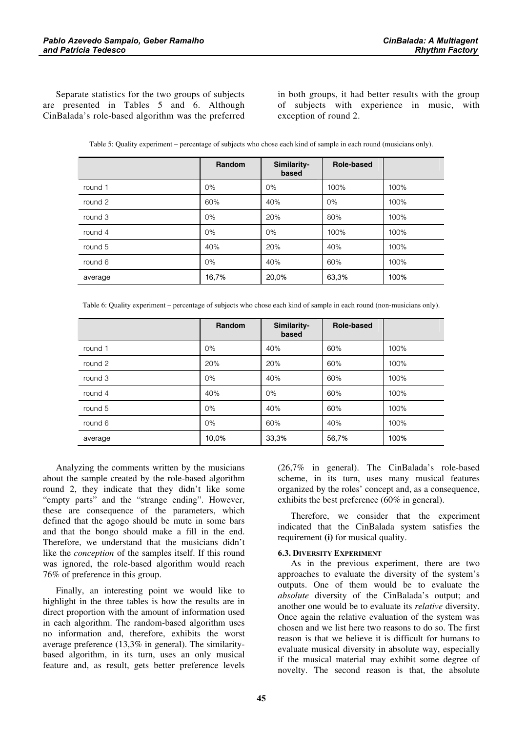Separate statistics for the two groups of subjects are presented in Tables 5 and 6. Although CinBalada's role-based algorithm was the preferred in both groups, it had better results with the group of subjects with experience in music, with exception of round 2.

Table 5: Quality experiment – percentage of subjects who chose each kind of sample in each round (musicians only).

| | Random | Similarity-based | Role-based | |
|---|---|---|---|---|
| round 1 | 0% | 0% | 100% | 100% |
| round 2 | 60% | 40% | 0% | 100% |
| round 3 | 0% | 20% | 80% | 100% |
| round 4 | 0% | 0% | 100% | 100% |
| round 5 | 40% | 20% | 40% | 100% |
| round 6 | 0% | 40% | 60% | 100% |
| average | 16,7% | 20,0% | 63,3% | 100% |

Table 6: Quality experiment – percentage of subjects who chose each kind of sample in each round (non-musicians only).

| | Random | Similarity-based | Role-based | |
|---|---|---|---|---|
| round 1 | 0% | 40% | 60% | 100% |
| round 2 | 20% | 20% | 60% | 100% |
| round 3 | 0% | 40% | 60% | 100% |
| round 4 | 40% | 0% | 60% | 100% |
| round 5 | 0% | 40% | 60% | 100% |
| round 6 | 0% | 60% | 40% | 100% |
| average | 10,0% | 33,3% | 56,7% | 100% |

Analyzing the comments written by the musicians about the sample created by the role-based algorithm round 2, they indicate that they didn't like some "empty parts" and the "strange ending". However, these are consequence of the parameters, which defined that the agogo should be mute in some bars and that the bongo should make a fill in the end. Therefore, we understand that the musicians didn't like the *conception* of the samples itself. If this round was ignored, the role-based algorithm would reach 76% of preference in this group.

Finally, an interesting point we would like to highlight in the three tables is how the results are in direct proportion with the amount of information used in each algorithm. The random-based algorithm uses no information and, therefore, exhibits the worst average preference (13,3% in general). The similarity-based algorithm, in its turn, uses an only musical feature and, as result, gets better preference levels (26,7% in general). The CinBalada's role-based scheme, in its turn, uses many musical features organized by the roles' concept and, as a consequence, exhibits the best preference (60% in general).

Therefore, we consider that the experiment indicated that the CinBalada system satisfies the requirement **(i)** for musical quality.

### 6.3. Diversity Experiment

As in the previous experiment, there are two approaches to evaluate the diversity of the system's outputs. One of them would be to evaluate the *absolute* diversity of the CinBalada's output; and another one would be to evaluate its *relative* diversity. Once again the relative evaluation of the system was chosen and we list here two reasons to do so. The first reason is that we believe it is difficult for humans to evaluate musical diversity in absolute way, especially if the musical material may exhibit some degree of novelty. The second reason is that, the absolute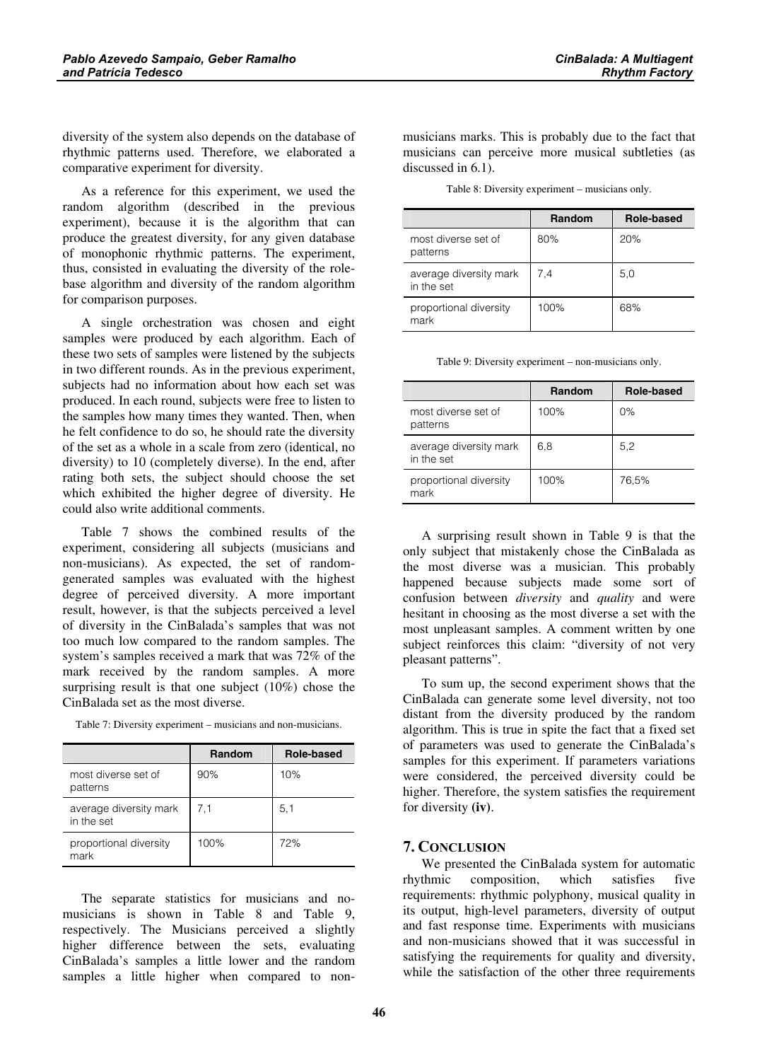diversity of the system also depends on the database of rhythmic patterns used. Therefore, we elaborated a comparative experiment for diversity.

As a reference for this experiment, we used the random algorithm (described in the previous experiment), because it is the algorithm that can produce the greatest diversity, for any given database of monophonic rhythmic patterns. The experiment, thus, consisted in evaluating the diversity of the role-base algorithm and diversity of the random algorithm for comparison purposes.

A single orchestration was chosen and eight samples were produced by each algorithm. Each of these two sets of samples were listened by the subjects in two different rounds. As in the previous experiment, subjects had no information about how each set was produced. In each round, subjects were free to listen to the samples how many times they wanted. Then, when he felt confidence to do so, he should rate the diversity of the set as a whole in a scale from zero (identical, no diversity) to 10 (completely diverse). In the end, after rating both sets, the subject should choose the set which exhibited the higher degree of diversity. He could also write additional comments.

Table 7 shows the combined results of the experiment, considering all subjects (musicians and non-musicians). As expected, the set of random-generated samples was evaluated with the highest degree of perceived diversity. A more important result, however, is that the subjects perceived a level of diversity in the CinBalada's samples that was not too much low compared to the random samples. The system's samples received a mark that was 72% of the mark received by the random samples. A more surprising result is that one subject (10%) chose the CinBalada set as the most diverse.

Table 7: Diversity experiment – musicians and non-musicians.

| | Random | Role-based |
|---|---|---|
| most diverse set of patterns | 90% | 10% |
| average diversity mark in the set | 7,1 | 5,1 |
| proportional diversity mark | 100% | 72% |

The separate statistics for musicians and no-musicians is shown in Table 8 and Table 9, respectively. The Musicians perceived a slightly higher difference between the sets, evaluating CinBalada's samples a little lower and the random samples a little higher when compared to non-musicians marks. This is probably due to the fact that musicians can perceive more musical subtleties (as discussed in 6.1).

Table 8: Diversity experiment – musicians only.

| | Random | Role-based |
|---|---|---|
| most diverse set of patterns | 80% | 20% |
| average diversity mark in the set | 7,4 | 5,0 |
| proportional diversity mark | 100% | 68% |

Table 9: Diversity experiment – non-musicians only.

| | Random | Role-based |
|---|---|---|
| most diverse set of patterns | 100% | 0% |
| average diversity mark in the set | 6,8 | 5,2 |
| proportional diversity mark | 100% | 76,5% |

A surprising result shown in Table 9 is that the only subject that mistakenly chose the CinBalada as the most diverse was a musician. This probably happened because subjects made some sort of confusion between *diversity* and *quality* and were hesitant in choosing as the most diverse a set with the most unpleasant samples. A comment written by one subject reinforces this claim: "diversity of not very pleasant patterns".

To sum up, the second experiment shows that the CinBalada can generate some level diversity, not too distant from the diversity produced by the random algorithm. This is true in spite the fact that a fixed set of parameters was used to generate the CinBalada's samples for this experiment. If parameters variations were considered, the perceived diversity could be higher. Therefore, the system satisfies the requirement for diversity **(iv)**.

## 7. Conclusion

We presented the CinBalada system for automatic rhythmic composition, which satisfies five requirements: rhythmic polyphony, musical quality in its output, high-level parameters, diversity of output and fast response time. Experiments with musicians and non-musicians showed that it was successful in satisfying the requirements for quality and diversity, while the satisfaction of the other three requirements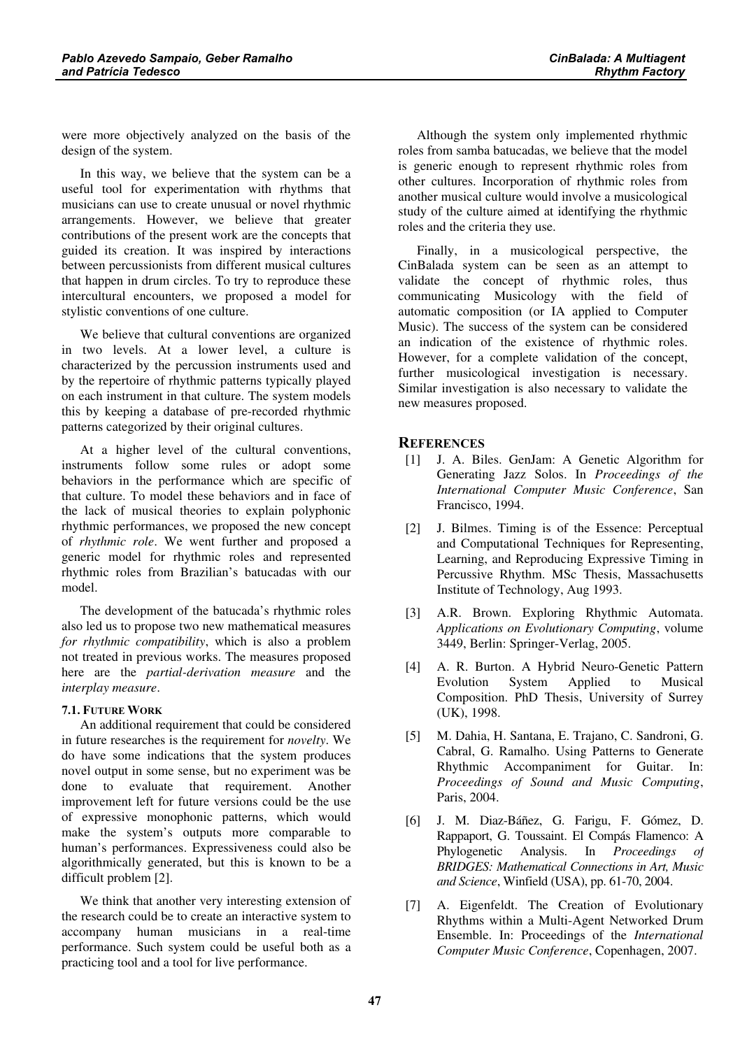were more objectively analyzed on the basis of the design of the system.

In this way, we believe that the system can be a useful tool for experimentation with rhythms that musicians can use to create unusual or novel rhythmic arrangements. However, we believe that greater contributions of the present work are the concepts that guided its creation. It was inspired by interactions between percussionists from different musical cultures that happen in drum circles. To try to reproduce these intercultural encounters, we proposed a model for stylistic conventions of one culture.

We believe that cultural conventions are organized in two levels. At a lower level, a culture is characterized by the percussion instruments used and by the repertoire of rhythmic patterns typically played on each instrument in that culture. The system models this by keeping a database of pre-recorded rhythmic patterns categorized by their original cultures.

At a higher level of the cultural conventions, instruments follow some rules or adopt some behaviors in the performance which are specific of that culture. To model these behaviors and in face of the lack of musical theories to explain polyphonic rhythmic performances, we proposed the new concept of *rhythmic role*. We went further and proposed a generic model for rhythmic roles and represented rhythmic roles from Brazilian's batucadas with our model.

The development of the batucada's rhythmic roles also led us to propose two new mathematical measures *for rhythmic compatibility*, which is also a problem not treated in previous works. The measures proposed here are the *partial-derivation measure* and the *interplay measure*.

#### 7.1. Future Work

An additional requirement that could be considered in future researches is the requirement for *novelty*. We do have some indications that the system produces novel output in some sense, but no experiment was be done to evaluate that requirement. Another improvement left for future versions could be the use of expressive monophonic patterns, which would make the system's outputs more comparable to human's performances. Expressiveness could also be algorithmically generated, but this is known to be a difficult problem [2].

We think that another very interesting extension of the research could be to create an interactive system to accompany human musicians in a real-time performance. Such system could be useful both as a practicing tool and a tool for live performance.

Although the system only implemented rhythmic roles from samba batucadas, we believe that the model is generic enough to represent rhythmic roles from other cultures. Incorporation of rhythmic roles from another musical culture would involve a musicological study of the culture aimed at identifying the rhythmic roles and the criteria they use.

Finally, in a musicological perspective, the CinBalada system can be seen as an attempt to validate the concept of rhythmic roles, thus communicating Musicology with the field of automatic composition (or IA applied to Computer Music). The success of the system can be considered an indication of the existence of rhythmic roles. However, for a complete validation of the concept, further musicological investigation is necessary. Similar investigation is also necessary to validate the new measures proposed.

## References

[1] J. A. Biles. GenJam: A Genetic Algorithm for Generating Jazz Solos. In *Proceedings of the International Computer Music Conference*, San Francisco, 1994.

[2] J. Bilmes. Timing is of the Essence: Perceptual and Computational Techniques for Representing, Learning, and Reproducing Expressive Timing in Percussive Rhythm. MSc Thesis, Massachusetts Institute of Technology, Aug 1993.

[3] A.R. Brown. Exploring Rhythmic Automata. *Applications on Evolutionary Computing*, volume 3449, Berlin: Springer-Verlag, 2005.

[4] A. R. Burton. A Hybrid Neuro-Genetic Pattern Evolution System Applied to Musical Composition. PhD Thesis, University of Surrey (UK), 1998.

[5] M. Dahia, H. Santana, E. Trajano, C. Sandroni, G. Cabral, G. Ramalho. Using Patterns to Generate Rhythmic Accompaniment for Guitar. In: *Proceedings of Sound and Music Computing*, Paris, 2004.

[6] J. M. Diaz-Báñez, G. Farigu, F. Gómez, D. Rappaport, G. Toussaint. El Compás Flamenco: A Phylogenetic Analysis. In *Proceedings of BRIDGES: Mathematical Connections in Art, Music and Science*, Winfield (USA), pp. 61-70, 2004.

[7] A. Eigenfeldt. The Creation of Evolutionary Rhythms within a Multi-Agent Networked Drum Ensemble. In: Proceedings of the *International Computer Music Conference*, Copenhagen, 2007.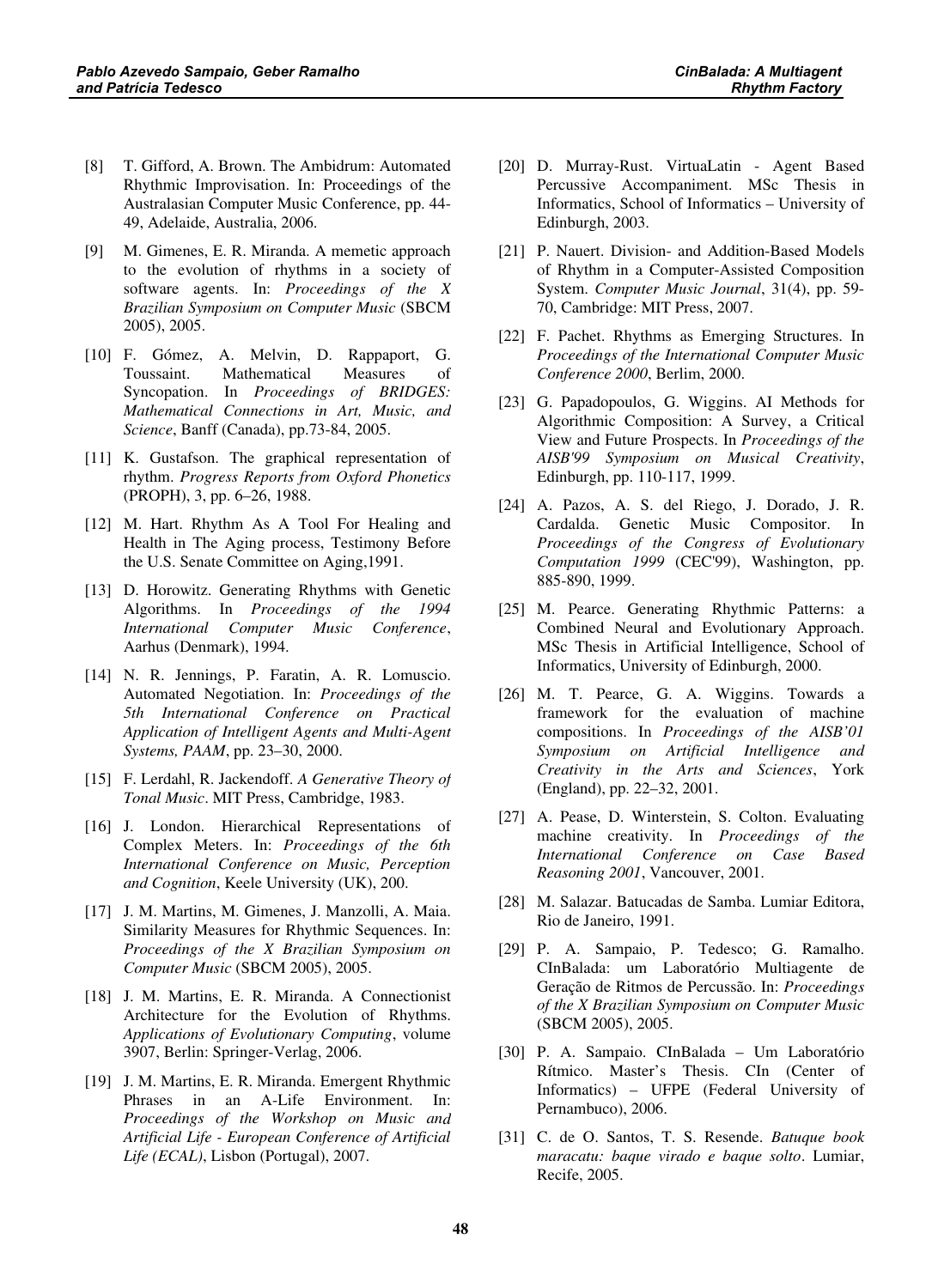[8] T. Gifford, A. Brown. The Ambidrum: Automated Rhythmic Improvisation. In: Proceedings of the Australasian Computer Music Conference, pp. 44-49, Adelaide, Australia, 2006.

[9] M. Gimenes, E. R. Miranda. A memetic approach to the evolution of rhythms in a society of software agents. In: *Proceedings of the X Brazilian Symposium on Computer Music* (SBCM 2005), 2005.

[10] F. Gómez, A. Melvin, D. Rappaport, G. Toussaint. Mathematical Measures of Syncopation. In *Proceedings of BRIDGES: Mathematical Connections in Art, Music, and Science*, Banff (Canada), pp.73-84, 2005.

[11] K. Gustafson. The graphical representation of rhythm. *Progress Reports from Oxford Phonetics* (PROPH), 3, pp. 6–26, 1988.

[12] M. Hart. Rhythm As A Tool For Healing and Health in The Aging process, Testimony Before the U.S. Senate Committee on Aging,1991.

[13] D. Horowitz. Generating Rhythms with Genetic Algorithms. In *Proceedings of the 1994 International Computer Music Conference*, Aarhus (Denmark), 1994.

[14] N. R. Jennings, P. Faratin, A. R. Lomuscio. Automated Negotiation. In: *Proceedings of the 5th International Conference on Practical Application of Intelligent Agents and Multi-Agent Systems, PAAM*, pp. 23–30, 2000.

[15] F. Lerdahl, R. Jackendoff. *A Generative Theory of Tonal Music*. MIT Press, Cambridge, 1983.

[16] J. London. Hierarchical Representations of Complex Meters. In: *Proceedings of the 6th International Conference on Music, Perception and Cognition*, Keele University (UK), 200.

[17] J. M. Martins, M. Gimenes, J. Manzolli, A. Maia. Similarity Measures for Rhythmic Sequences. In: *Proceedings of the X Brazilian Symposium on Computer Music* (SBCM 2005), 2005.

[18] J. M. Martins, E. R. Miranda. A Connectionist Architecture for the Evolution of Rhythms. *Applications of Evolutionary Computing*, volume 3907, Berlin: Springer-Verlag, 2006.

[19] J. M. Martins, E. R. Miranda. Emergent Rhythmic Phrases in an A-Life Environment. In: *Proceedings of the Workshop on Music and Artificial Life - European Conference of Artificial Life (ECAL)*, Lisbon (Portugal), 2007.

[20] D. Murray-Rust. VirtuaLatin - Agent Based Percussive Accompaniment. MSc Thesis in Informatics, School of Informatics – University of Edinburgh, 2003.

[21] P. Nauert. Division- and Addition-Based Models of Rhythm in a Computer-Assisted Composition System. *Computer Music Journal*, 31(4), pp. 59-70, Cambridge: MIT Press, 2007.

[22] F. Pachet. Rhythms as Emerging Structures. In *Proceedings of the International Computer Music Conference 2000*, Berlim, 2000.

[23] G. Papadopoulos, G. Wiggins. AI Methods for Algorithmic Composition: A Survey, a Critical View and Future Prospects. In *Proceedings of the AISB'99 Symposium on Musical Creativity*, Edinburgh, pp. 110-117, 1999.

[24] A. Pazos, A. S. del Riego, J. Dorado, J. R. Cardalda. Genetic Music Compositor. In *Proceedings of the Congress of Evolutionary Computation 1999* (CEC'99), Washington, pp. 885-890, 1999.

[25] M. Pearce. Generating Rhythmic Patterns: a Combined Neural and Evolutionary Approach. MSc Thesis in Artificial Intelligence, School of Informatics, University of Edinburgh, 2000.

[26] M. T. Pearce, G. A. Wiggins. Towards a framework for the evaluation of machine compositions. In *Proceedings of the AISB'01 Symposium on Artificial Intelligence and Creativity in the Arts and Sciences*, York (England), pp. 22–32, 2001.

[27] A. Pease, D. Winterstein, S. Colton. Evaluating machine creativity. In *Proceedings of the International Conference on Case Based Reasoning 2001*, Vancouver, 2001.

[28] M. Salazar. Batucadas de Samba. Lumiar Editora, Rio de Janeiro, 1991.

[29] P. A. Sampaio, P. Tedesco; G. Ramalho. CInBalada: um Laboratório Multiagente de Geração de Ritmos de Percussão. In: *Proceedings of the X Brazilian Symposium on Computer Music* (SBCM 2005), 2005.

[30] P. A. Sampaio. CInBalada – Um Laboratório Rítmico. Master's Thesis. CIn (Center of Informatics) – UFPE (Federal University of Pernambuco), 2006.

[31] C. de O. Santos, T. S. Resende. *Batuque book maracatu: baque virado e baque solto*. Lumiar, Recife, 2005.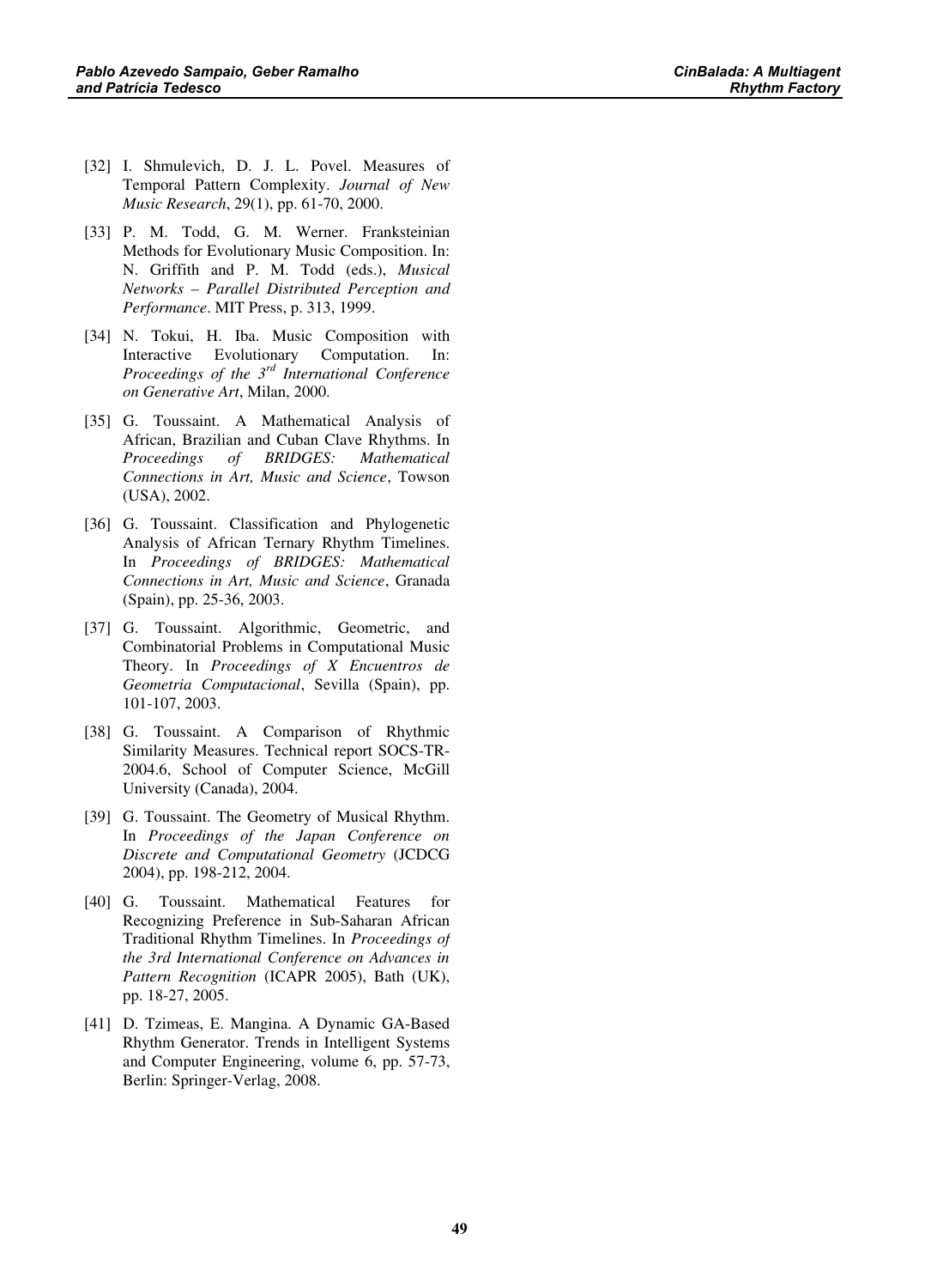[32] I. Shmulevich, D. J. L. Povel. Measures of Temporal Pattern Complexity. *Journal of New Music Research*, 29(1), pp. 61-70, 2000.

[33] P. M. Todd, G. M. Werner. Franksteinian Methods for Evolutionary Music Composition. In: N. Griffith and P. M. Todd (eds.), *Musical Networks – Parallel Distributed Perception and Performance*. MIT Press, p. 313, 1999.

[34] N. Tokui, H. Iba. Music Composition with Interactive Evolutionary Computation. In: *Proceedings of the 3rd International Conference on Generative Art*, Milan, 2000.

[35] G. Toussaint. A Mathematical Analysis of African, Brazilian and Cuban Clave Rhythms. In *Proceedings of BRIDGES: Mathematical Connections in Art, Music and Science*, Towson (USA), 2002.

[36] G. Toussaint. Classification and Phylogenetic Analysis of African Ternary Rhythm Timelines. In *Proceedings of BRIDGES: Mathematical Connections in Art, Music and Science*, Granada (Spain), pp. 25-36, 2003.

[37] G. Toussaint. Algorithmic, Geometric, and Combinatorial Problems in Computational Music Theory. In *Proceedings of X Encuentros de Geometria Computacional*, Sevilla (Spain), pp. 101-107, 2003.

[38] G. Toussaint. A Comparison of Rhythmic Similarity Measures. Technical report SOCS-TR-2004.6, School of Computer Science, McGill University (Canada), 2004.

[39] G. Toussaint. The Geometry of Musical Rhythm. In *Proceedings of the Japan Conference on Discrete and Computational Geometry* (JCDCG 2004), pp. 198-212, 2004.

[40] G. Toussaint. Mathematical Features for Recognizing Preference in Sub-Saharan African Traditional Rhythm Timelines. In *Proceedings of the 3rd International Conference on Advances in Pattern Recognition* (ICAPR 2005), Bath (UK), pp. 18-27, 2005.

[41] D. Tzimeas, E. Mangina. A Dynamic GA-Based Rhythm Generator. Trends in Intelligent Systems and Computer Engineering, volume 6, pp. 57-73, Berlin: Springer-Verlag, 2008.